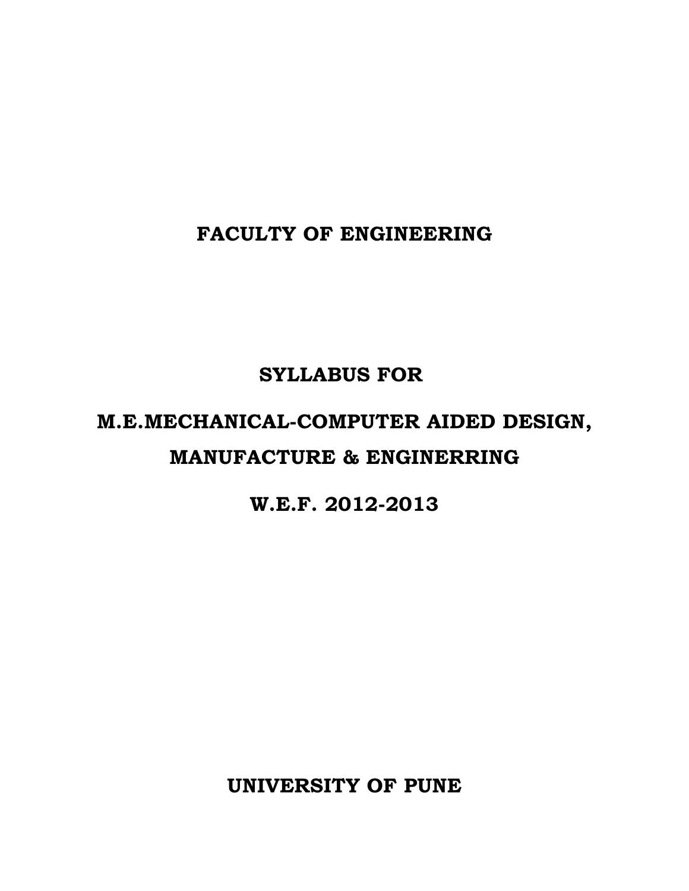# FACULTY OF ENGINEERING

## SYLLABUS FOR

## M.E.MECHANICAL-COMPUTER AIDED DESIGN, MANUFACTURE & ENGINERRING

## W.E.F. 2012-2013

## UNIVERSITY OF PUNE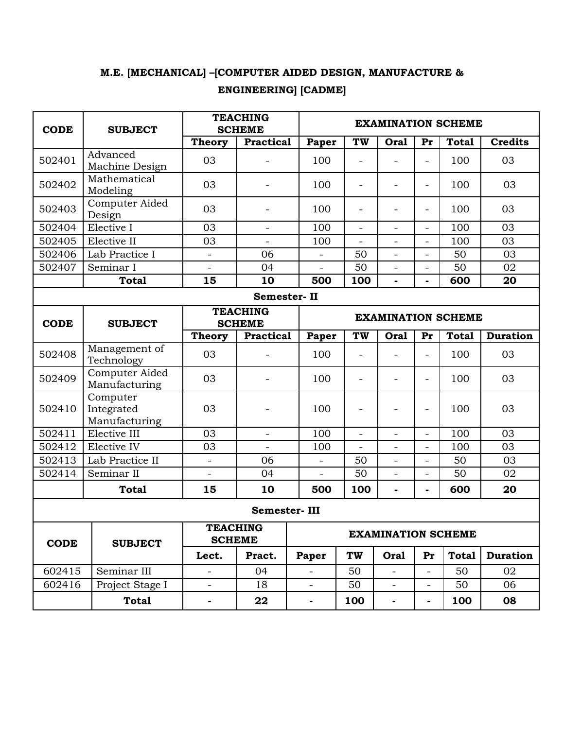**M.E. [MECHANICAL] –[COMPUTER AIDED DESIGN, MANUFACTURE & ENGINEERING] [CADME]**

| CODE | SUBJECT | TEACHING SCHEME | | EXAMINATION SCHEME | | | | | |
|---|---|---|---|---|---|---|---|---|---|
| | | Theory | Practical | Paper | TW | Oral | Pr | Total | Credits |
| 502401 | Advanced Machine Design | 03 | - | 100 | - | - | - | 100 | 03 |
| 502402 | Mathematical Modeling | 03 | - | 100 | - | - | - | 100 | 03 |
| 502403 | Computer Aided Design | 03 | - | 100 | - | - | - | 100 | 03 |
| 502404 | Elective I | 03 | - | 100 | - | - | - | 100 | 03 |
| 502405 | Elective II | 03 | - | 100 | - | - | - | 100 | 03 |
| 502406 | Lab Practice I | - | 06 | - | 50 | - | - | 50 | 03 |
| 502407 | Seminar I | - | 04 | - | 50 | - | - | 50 | 02 |
| | **Total** | **15** | **10** | **500** | **100** | **-** | **-** | **600** | **20** |

**Semester- II**

| CODE | SUBJECT | TEACHING SCHEME | | EXAMINATION SCHEME | | | | | |
|---|---|---|---|---|---|---|---|---|---|
| | | Theory | Practical | Paper | TW | Oral | Pr | Total | Duration |
| 502408 | Management of Technology | 03 | - | 100 | - | - | - | 100 | 03 |
| 502409 | Computer Aided Manufacturing | 03 | - | 100 | - | - | - | 100 | 03 |
| 502410 | Computer Integrated Manufacturing | 03 | - | 100 | - | - | - | 100 | 03 |
| 502411 | Elective III | 03 | - | 100 | - | - | - | 100 | 03 |
| 502412 | Elective IV | 03 | - | 100 | - | - | - | 100 | 03 |
| 502413 | Lab Practice II | - | 06 | - | 50 | - | - | 50 | 03 |
| 502414 | Seminar II | - | 04 | - | 50 | - | - | 50 | 02 |
| | **Total** | **15** | **10** | **500** | **100** | **-** | **-** | **600** | **20** |

**Semester- III**

| CODE | SUBJECT | TEACHING SCHEME | | EXAMINATION SCHEME | | | | | |
|---|---|---|---|---|---|---|---|---|---|
| | | Lect. | Pract. | Paper | TW | Oral | Pr | Total | Duration |
| 602415 | Seminar III | - | 04 | - | 50 | - | - | 50 | 02 |
| 602416 | Project Stage I | - | 18 | - | 50 | - | - | 50 | 06 |
| | **Total** | **-** | **22** | **-** | **100** | **-** | **-** | **100** | **08** |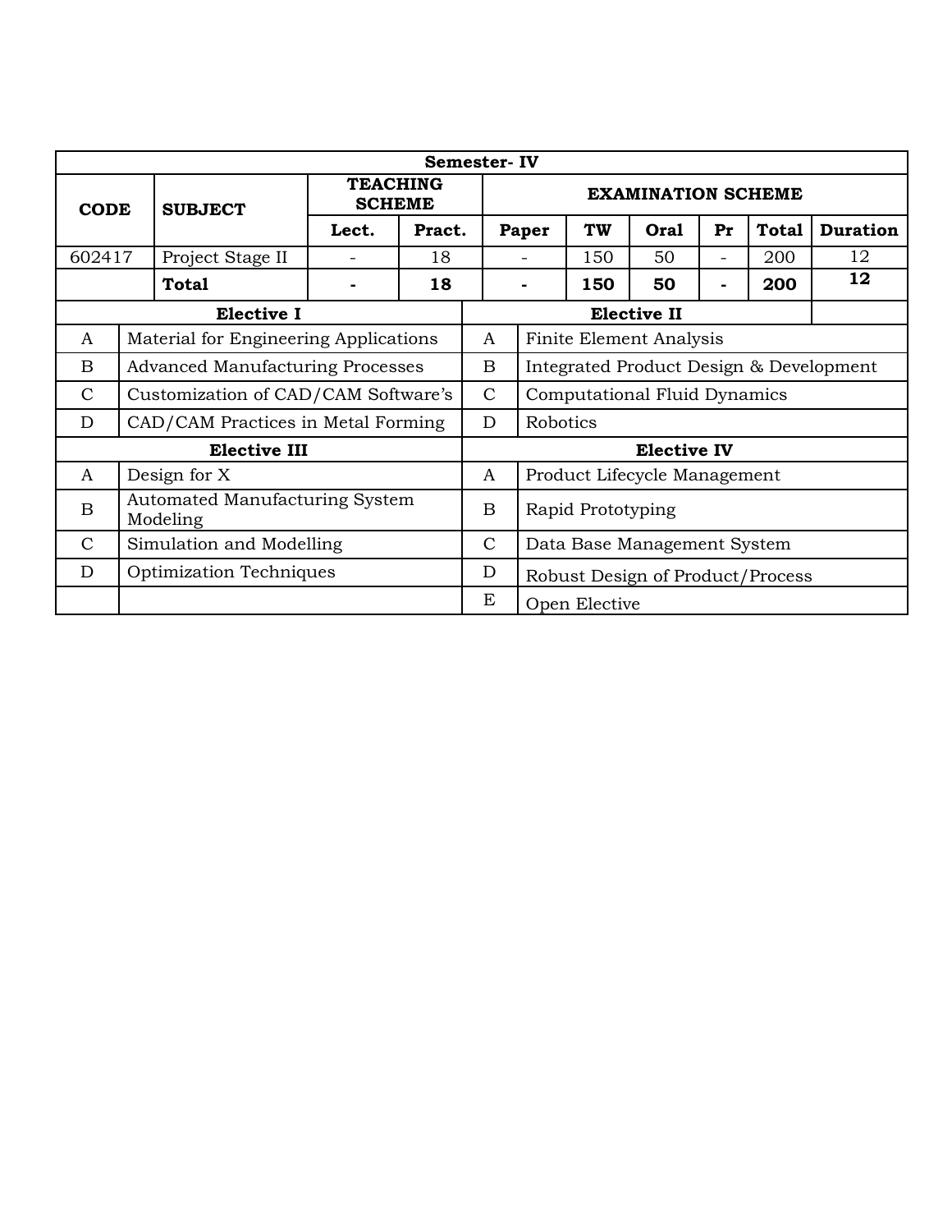**Semester- IV**

| CODE | SUBJECT | TEACHING SCHEME | | EXAMINATION SCHEME | | | | | |
|---|---|---|---|---|---|---|---|---|---|
| | | Lect. | Pract. | Paper | TW | Oral | Pr | Total | Duration |
| 602417 | Project Stage II | - | 18 | - | 150 | 50 | - | 200 | 12 |
| | **Total** | **-** | **18** | **-** | **150** | **50** | **-** | **200** | **12** |

| **Elective I** | | **Elective II** | |
|---|---|---|---|
| A | Material for Engineering Applications | A | Finite Element Analysis |
| B | Advanced Manufacturing Processes | B | Integrated Product Design & Development |
| C | Customization of CAD/CAM Software's | C | Computational Fluid Dynamics |
| D | CAD/CAM Practices in Metal Forming | D | Robotics |
| **Elective III** | | **Elective IV** | |
| A | Design for X | A | Product Lifecycle Management |
| B | Automated Manufacturing System Modeling | B | Rapid Prototyping |
| C | Simulation and Modelling | C | Data Base Management System |
| D | Optimization Techniques | D | Robust Design of Product/Process |
| | | E | Open Elective |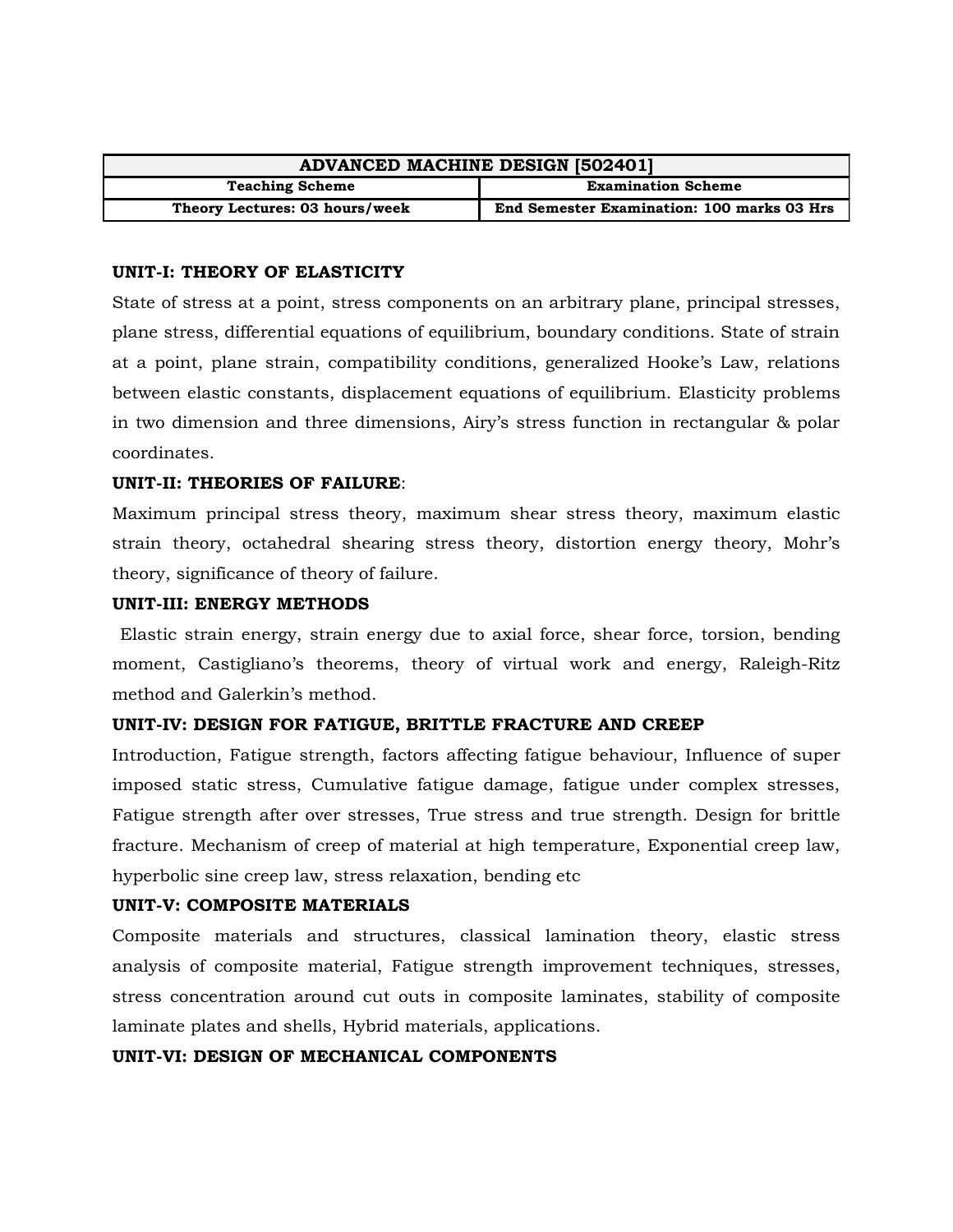| ADVANCED MACHINE DESIGN [502401] | |
|---|---|
| **Teaching Scheme** | **Examination Scheme** |
| **Theory Lectures: 03 hours/week** | **End Semester Examination: 100 marks 03 Hrs** |

**UNIT-I: THEORY OF ELASTICITY**

State of stress at a point, stress components on an arbitrary plane, principal stresses, plane stress, differential equations of equilibrium, boundary conditions. State of strain at a point, plane strain, compatibility conditions, generalized Hooke's Law, relations between elastic constants, displacement equations of equilibrium. Elasticity problems in two dimension and three dimensions, Airy's stress function in rectangular & polar coordinates.

**UNIT-II: THEORIES OF FAILURE**:

Maximum principal stress theory, maximum shear stress theory, maximum elastic strain theory, octahedral shearing stress theory, distortion energy theory, Mohr's theory, significance of theory of failure.

**UNIT-III: ENERGY METHODS**

Elastic strain energy, strain energy due to axial force, shear force, torsion, bending moment, Castigliano's theorems, theory of virtual work and energy, Raleigh-Ritz method and Galerkin's method.

**UNIT-IV: DESIGN FOR FATIGUE, BRITTLE FRACTURE AND CREEP**

Introduction, Fatigue strength, factors affecting fatigue behaviour, Influence of super imposed static stress, Cumulative fatigue damage, fatigue under complex stresses, Fatigue strength after over stresses, True stress and true strength. Design for brittle fracture. Mechanism of creep of material at high temperature, Exponential creep law, hyperbolic sine creep law, stress relaxation, bending etc

**UNIT-V: COMPOSITE MATERIALS**

Composite materials and structures, classical lamination theory, elastic stress analysis of composite material, Fatigue strength improvement techniques, stresses, stress concentration around cut outs in composite laminates, stability of composite laminate plates and shells, Hybrid materials, applications.

**UNIT-VI: DESIGN OF MECHANICAL COMPONENTS**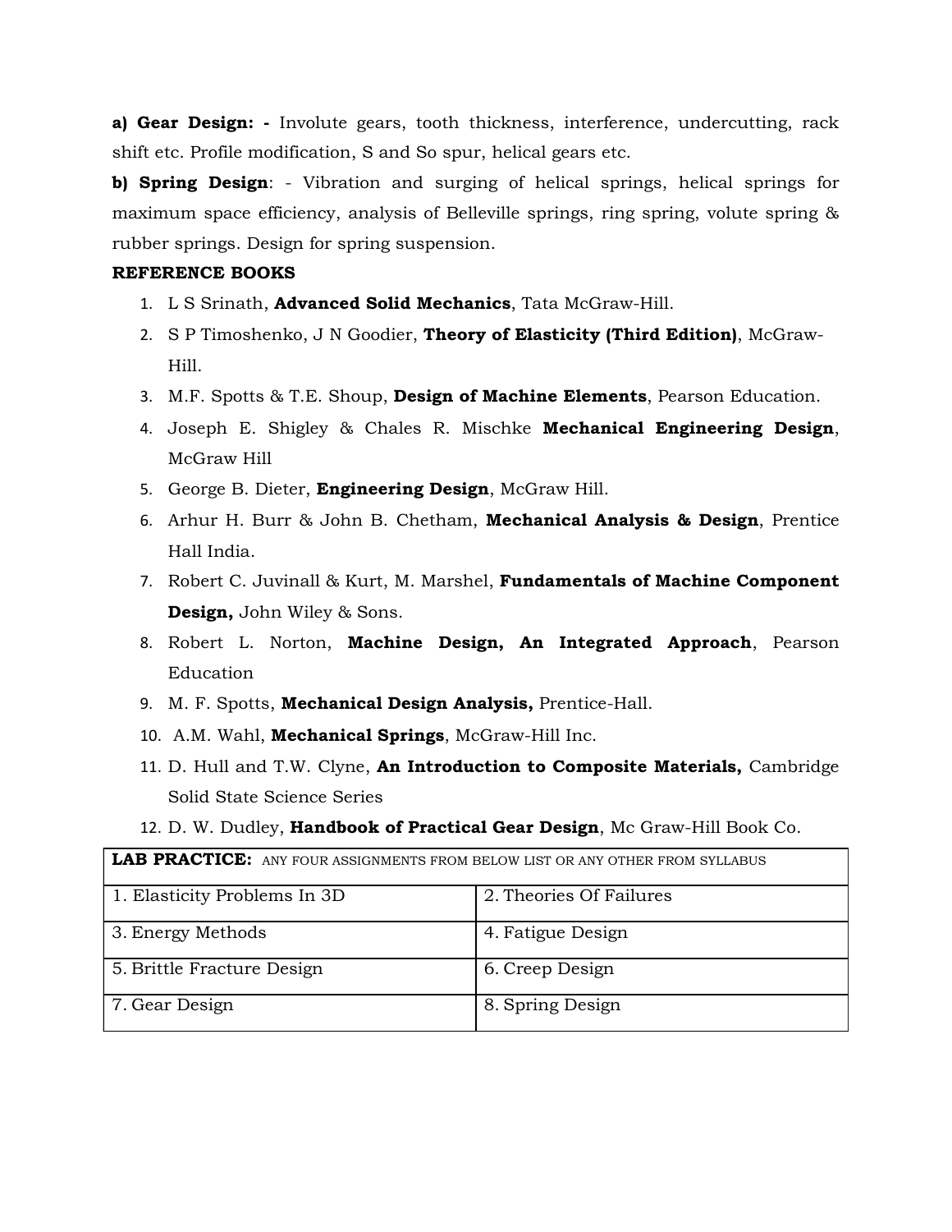**a) Gear Design: -** Involute gears, tooth thickness, interference, undercutting, rack shift etc. Profile modification, S and So spur, helical gears etc.

**b) Spring Design**: - Vibration and surging of helical springs, helical springs for maximum space efficiency, analysis of Belleville springs, ring spring, volute spring & rubber springs. Design for spring suspension.

**REFERENCE BOOKS**

1. L S Srinath, **Advanced Solid Mechanics**, Tata McGraw-Hill.
2. S P Timoshenko, J N Goodier, **Theory of Elasticity (Third Edition)**, McGraw-Hill.
3. M.F. Spotts & T.E. Shoup, **Design of Machine Elements**, Pearson Education.
4. Joseph E. Shigley & Chales R. Mischke **Mechanical Engineering Design**, McGraw Hill
5. George B. Dieter, **Engineering Design**, McGraw Hill.
6. Arhur H. Burr & John B. Chetham, **Mechanical Analysis & Design**, Prentice Hall India.
7. Robert C. Juvinall & Kurt, M. Marshel, **Fundamentals of Machine Component Design,** John Wiley & Sons.
8. Robert L. Norton, **Machine Design, An Integrated Approach**, Pearson Education
9. M. F. Spotts, **Mechanical Design Analysis,** Prentice-Hall.
10. A.M. Wahl, **Mechanical Springs**, McGraw-Hill Inc.
11. D. Hull and T.W. Clyne, **An Introduction to Composite Materials,** Cambridge Solid State Science Series
12. D. W. Dudley, **Handbook of Practical Gear Design**, Mc Graw-Hill Book Co.

| **LAB PRACTICE:** ANY FOUR ASSIGNMENTS FROM BELOW LIST OR ANY OTHER FROM SYLLABUS | |
|---|---|
| 1. Elasticity Problems In 3D | 2. Theories Of Failures |
| 3. Energy Methods | 4. Fatigue Design |
| 5. Brittle Fracture Design | 6. Creep Design |
| 7. Gear Design | 8. Spring Design |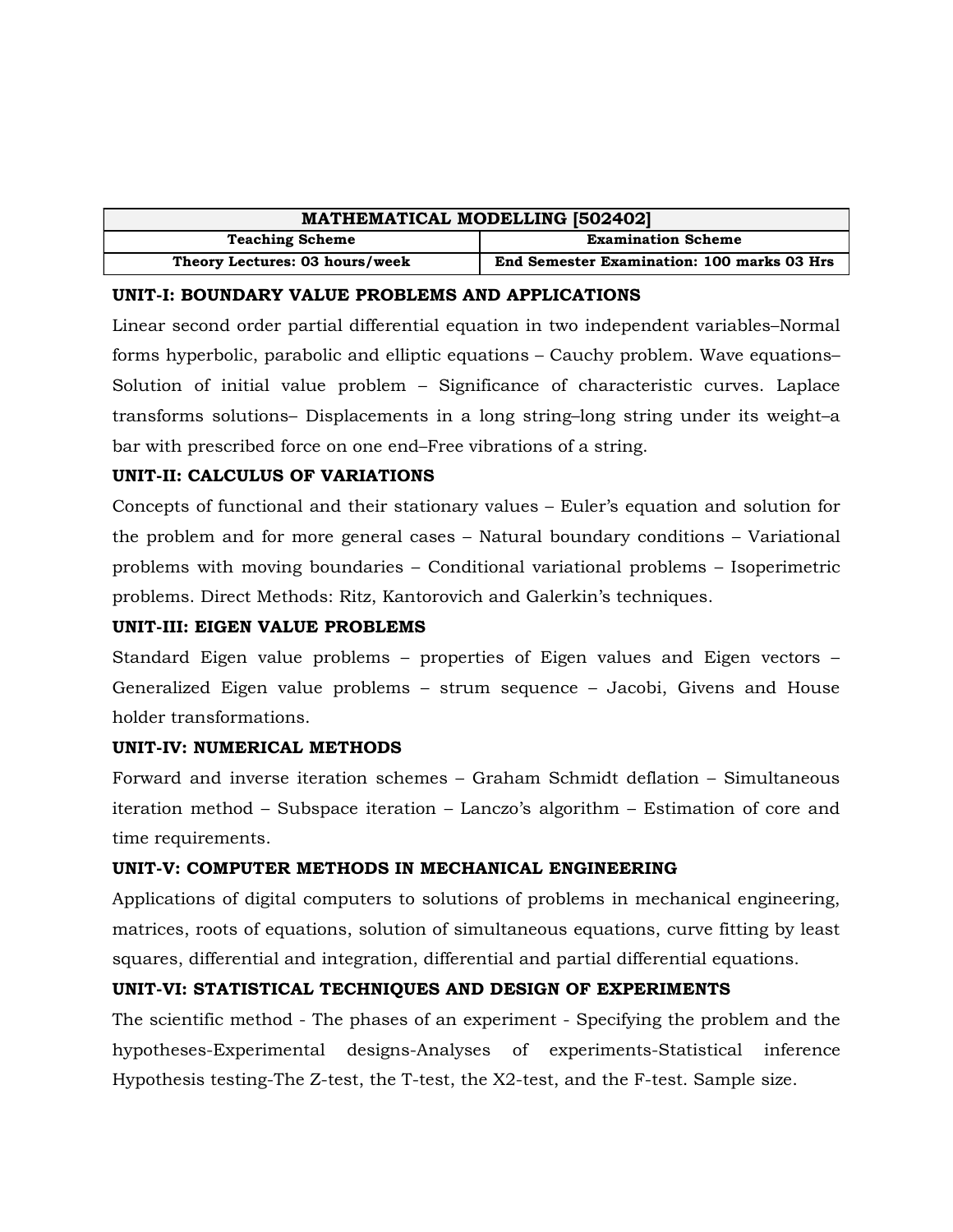| MATHEMATICAL MODELLING [502402] | |
|---|---|
| **Teaching Scheme** | **Examination Scheme** |
| **Theory Lectures: 03 hours/week** | **End Semester Examination: 100 marks 03 Hrs** |

**UNIT-I: BOUNDARY VALUE PROBLEMS AND APPLICATIONS**

Linear second order partial differential equation in two independent variables–Normal forms hyperbolic, parabolic and elliptic equations – Cauchy problem. Wave equations– Solution of initial value problem – Significance of characteristic curves. Laplace transforms solutions– Displacements in a long string–long string under its weight–a bar with prescribed force on one end–Free vibrations of a string.

**UNIT-II: CALCULUS OF VARIATIONS**

Concepts of functional and their stationary values – Euler's equation and solution for the problem and for more general cases – Natural boundary conditions – Variational problems with moving boundaries – Conditional variational problems – Isoperimetric problems. Direct Methods: Ritz, Kantorovich and Galerkin's techniques.

**UNIT-III: EIGEN VALUE PROBLEMS**

Standard Eigen value problems – properties of Eigen values and Eigen vectors – Generalized Eigen value problems – strum sequence – Jacobi, Givens and House holder transformations.

**UNIT-IV: NUMERICAL METHODS**

Forward and inverse iteration schemes – Graham Schmidt deflation – Simultaneous iteration method – Subspace iteration – Lanczo's algorithm – Estimation of core and time requirements.

**UNIT-V: COMPUTER METHODS IN MECHANICAL ENGINEERING**

Applications of digital computers to solutions of problems in mechanical engineering, matrices, roots of equations, solution of simultaneous equations, curve fitting by least squares, differential and integration, differential and partial differential equations.

**UNIT-VI: STATISTICAL TECHNIQUES AND DESIGN OF EXPERIMENTS**

The scientific method - The phases of an experiment - Specifying the problem and the hypotheses-Experimental designs-Analyses of experiments-Statistical inference Hypothesis testing-The Z-test, the T-test, the X2-test, and the F-test. Sample size.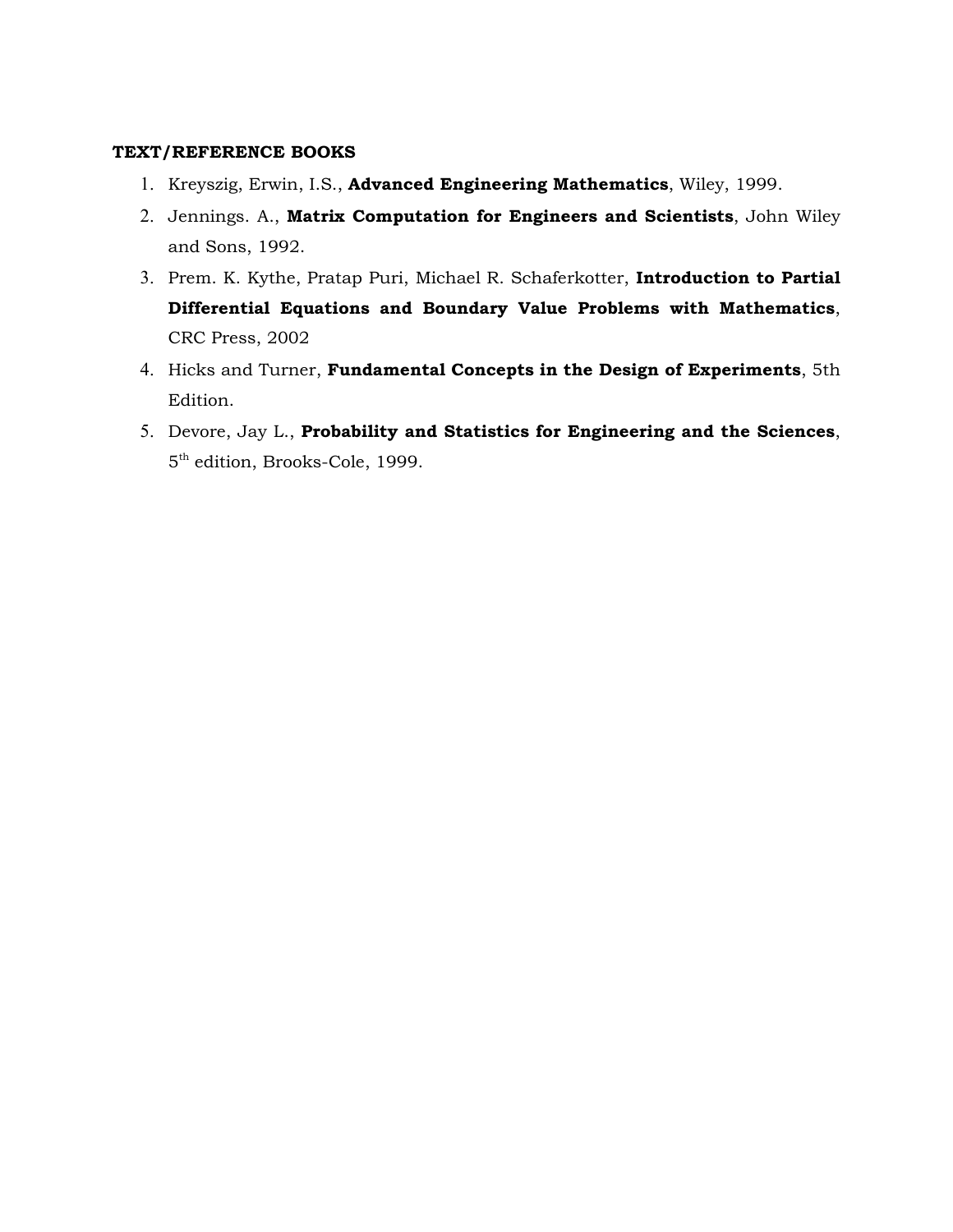**TEXT/REFERENCE BOOKS**

1. Kreyszig, Erwin, I.S., **Advanced Engineering Mathematics**, Wiley, 1999.
2. Jennings. A., **Matrix Computation for Engineers and Scientists**, John Wiley and Sons, 1992.
3. Prem. K. Kythe, Pratap Puri, Michael R. Schaferkotter, **Introduction to Partial Differential Equations and Boundary Value Problems with Mathematics**, CRC Press, 2002
4. Hicks and Turner, **Fundamental Concepts in the Design of Experiments**, 5th Edition.
5. Devore, Jay L., **Probability and Statistics for Engineering and the Sciences**, 5th edition, Brooks-Cole, 1999.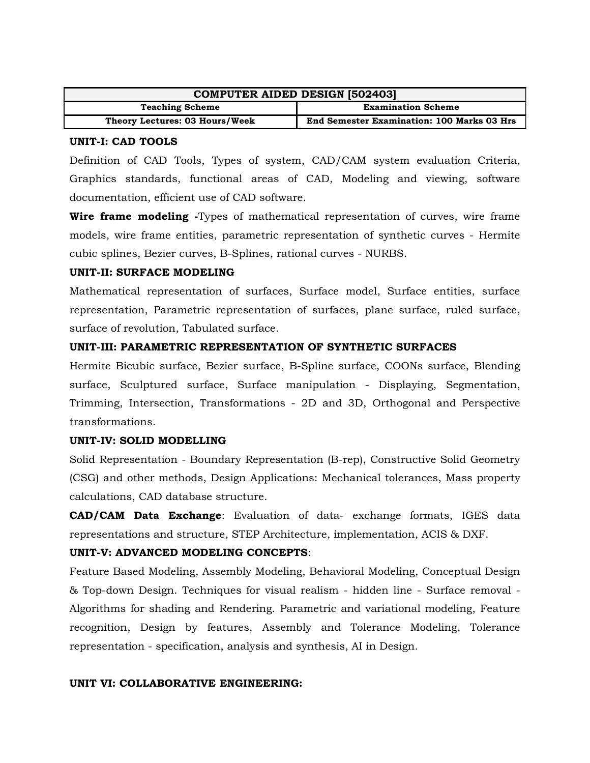| COMPUTER AIDED DESIGN [502403] | |
|---|---|
| **Teaching Scheme** | **Examination Scheme** |
| **Theory Lectures: 03 Hours/Week** | **End Semester Examination: 100 Marks 03 Hrs** |

**UNIT-I: CAD TOOLS**

Definition of CAD Tools, Types of system, CAD/CAM system evaluation Criteria, Graphics standards, functional areas of CAD, Modeling and viewing, software documentation, efficient use of CAD software.

**Wire frame modeling -**Types of mathematical representation of curves, wire frame models, wire frame entities, parametric representation of synthetic curves - Hermite cubic splines, Bezier curves, B-Splines, rational curves - NURBS.

**UNIT-II: SURFACE MODELING**

Mathematical representation of surfaces, Surface model, Surface entities, surface representation, Parametric representation of surfaces, plane surface, ruled surface, surface of revolution, Tabulated surface.

**UNIT-III: PARAMETRIC REPRESENTATION OF SYNTHETIC SURFACES**

Hermite Bicubic surface, Bezier surface, B-Spline surface, COONs surface, Blending surface, Sculptured surface, Surface manipulation - Displaying, Segmentation, Trimming, Intersection, Transformations - 2D and 3D, Orthogonal and Perspective transformations.

**UNIT-IV: SOLID MODELLING**

Solid Representation - Boundary Representation (B-rep), Constructive Solid Geometry (CSG) and other methods, Design Applications: Mechanical tolerances, Mass property calculations, CAD database structure.

**CAD/CAM Data Exchange**: Evaluation of data- exchange formats, IGES data representations and structure, STEP Architecture, implementation, ACIS & DXF.

**UNIT-V: ADVANCED MODELING CONCEPTS**:

Feature Based Modeling, Assembly Modeling, Behavioral Modeling, Conceptual Design & Top-down Design. Techniques for visual realism - hidden line - Surface removal - Algorithms for shading and Rendering. Parametric and variational modeling, Feature recognition, Design by features, Assembly and Tolerance Modeling, Tolerance representation - specification, analysis and synthesis, AI in Design.

**UNIT VI: COLLABORATIVE ENGINEERING:**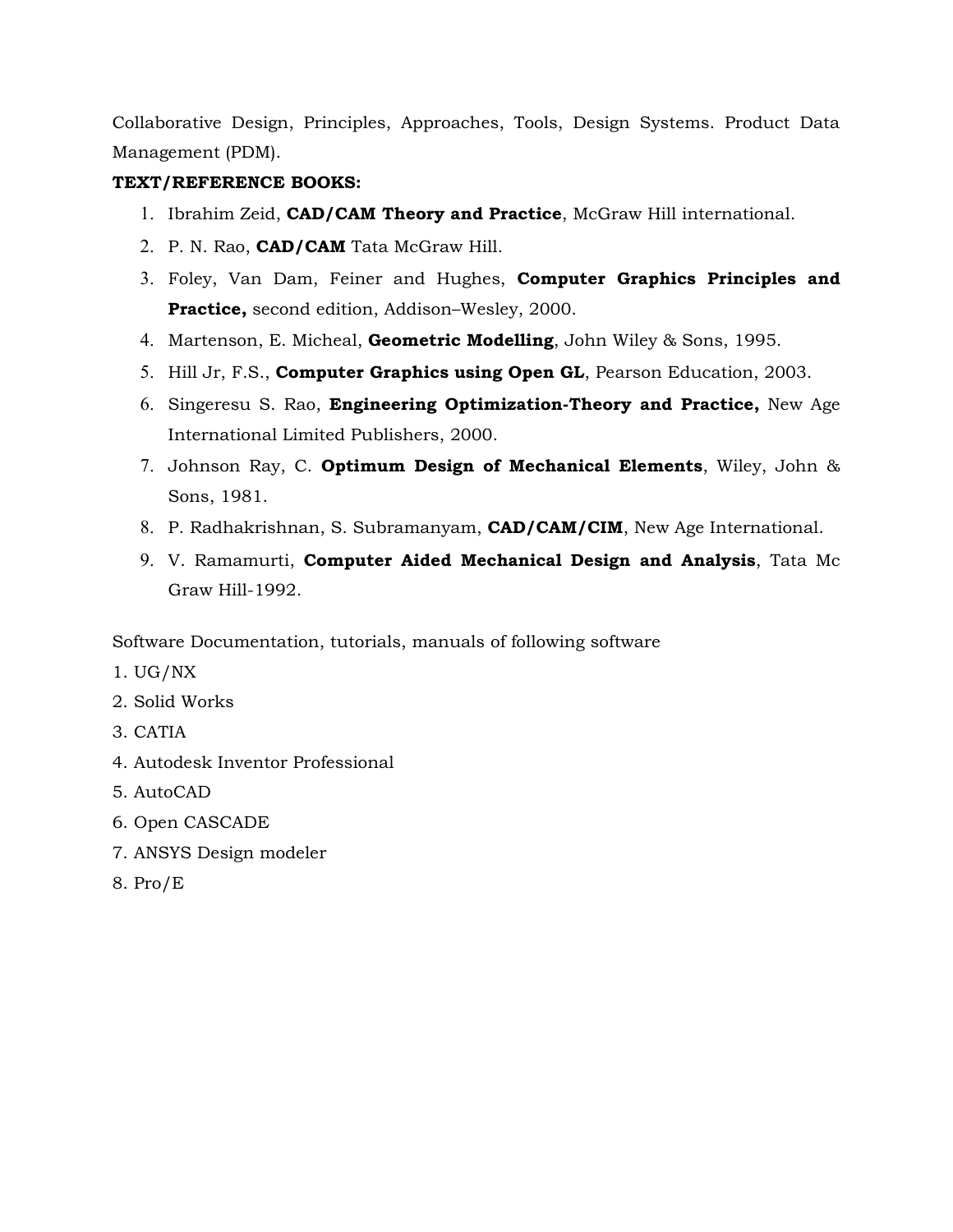Collaborative Design, Principles, Approaches, Tools, Design Systems. Product Data Management (PDM).

**TEXT/REFERENCE BOOKS:**

1. Ibrahim Zeid, **CAD/CAM Theory and Practice**, McGraw Hill international.
2. P. N. Rao, **CAD/CAM** Tata McGraw Hill.
3. Foley, Van Dam, Feiner and Hughes, **Computer Graphics Principles and Practice,** second edition, Addison–Wesley, 2000.
4. Martenson, E. Micheal, **Geometric Modelling**, John Wiley & Sons, 1995.
5. Hill Jr, F.S., **Computer Graphics using Open GL**, Pearson Education, 2003.
6. Singeresu S. Rao, **Engineering Optimization-Theory and Practice,** New Age International Limited Publishers, 2000.
7. Johnson Ray, C. **Optimum Design of Mechanical Elements**, Wiley, John & Sons, 1981.
8. P. Radhakrishnan, S. Subramanyam, **CAD/CAM/CIM**, New Age International.
9. V. Ramamurti, **Computer Aided Mechanical Design and Analysis**, Tata Mc Graw Hill-1992.

Software Documentation, tutorials, manuals of following software

1. UG/NX
2. Solid Works
3. CATIA
4. Autodesk Inventor Professional
5. AutoCAD
6. Open CASCADE
7. ANSYS Design modeler
8. Pro/E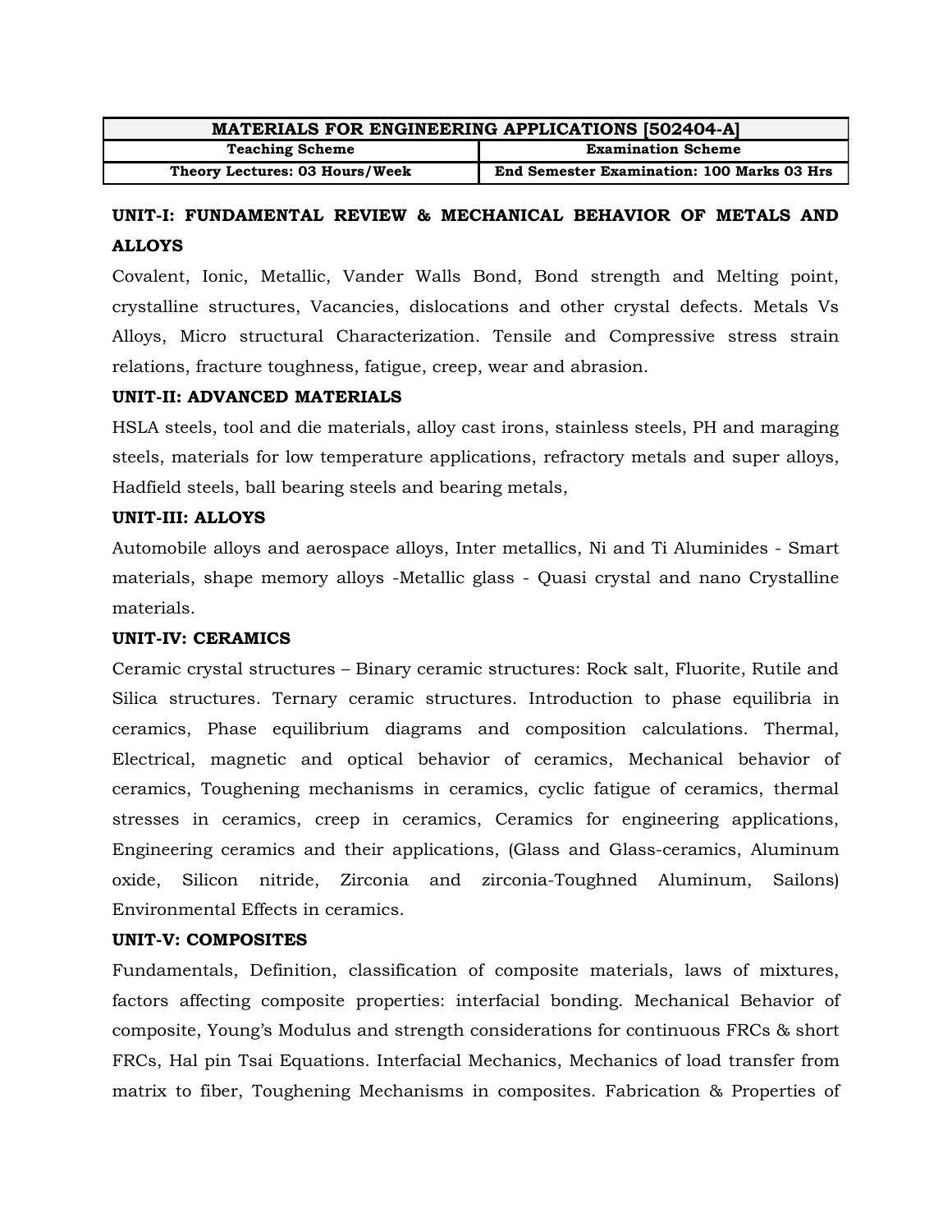| MATERIALS FOR ENGINEERING APPLICATIONS [502404-A] | |
|---|---|
| **Teaching Scheme** | **Examination Scheme** |
| **Theory Lectures: 03 Hours/Week** | **End Semester Examination: 100 Marks 03 Hrs** |

**UNIT-I: FUNDAMENTAL REVIEW & MECHANICAL BEHAVIOR OF METALS AND ALLOYS**

Covalent, Ionic, Metallic, Vander Walls Bond, Bond strength and Melting point, crystalline structures, Vacancies, dislocations and other crystal defects. Metals Vs Alloys, Micro structural Characterization. Tensile and Compressive stress strain relations, fracture toughness, fatigue, creep, wear and abrasion.

**UNIT-II: ADVANCED MATERIALS**

HSLA steels, tool and die materials, alloy cast irons, stainless steels, PH and maraging steels, materials for low temperature applications, refractory metals and super alloys, Hadfield steels, ball bearing steels and bearing metals,

**UNIT-III: ALLOYS**

Automobile alloys and aerospace alloys, Inter metallics, Ni and Ti Aluminides - Smart materials, shape memory alloys -Metallic glass - Quasi crystal and nano Crystalline materials.

**UNIT-IV: CERAMICS**

Ceramic crystal structures – Binary ceramic structures: Rock salt, Fluorite, Rutile and Silica structures. Ternary ceramic structures. Introduction to phase equilibria in ceramics, Phase equilibrium diagrams and composition calculations. Thermal, Electrical, magnetic and optical behavior of ceramics, Mechanical behavior of ceramics, Toughening mechanisms in ceramics, cyclic fatigue of ceramics, thermal stresses in ceramics, creep in ceramics, Ceramics for engineering applications, Engineering ceramics and their applications, (Glass and Glass-ceramics, Aluminum oxide, Silicon nitride, Zirconia and zirconia-Toughned Aluminum, Sailons) Environmental Effects in ceramics.

**UNIT-V: COMPOSITES**

Fundamentals, Definition, classification of composite materials, laws of mixtures, factors affecting composite properties: interfacial bonding. Mechanical Behavior of composite, Young's Modulus and strength considerations for continuous FRCs & short FRCs, Hal pin Tsai Equations. Interfacial Mechanics, Mechanics of load transfer from matrix to fiber, Toughening Mechanisms in composites. Fabrication & Properties of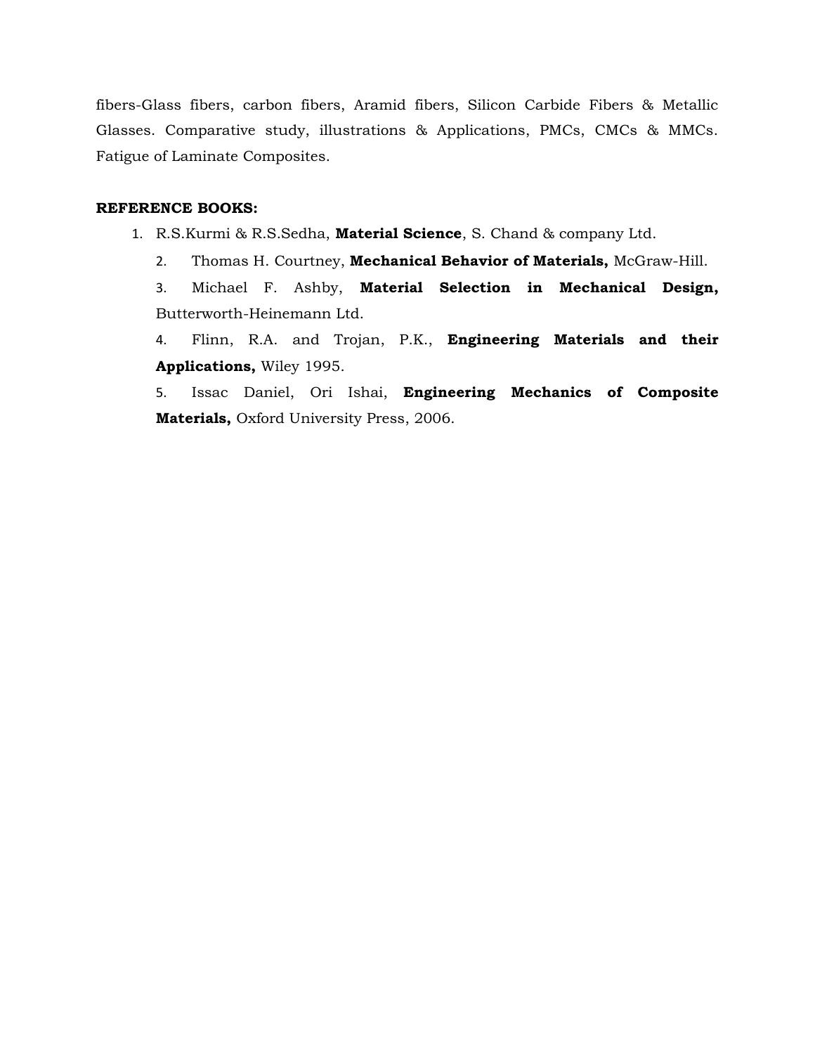fibers-Glass fibers, carbon fibers, Aramid fibers, Silicon Carbide Fibers & Metallic Glasses. Comparative study, illustrations & Applications, PMCs, CMCs & MMCs. Fatigue of Laminate Composites.

**REFERENCE BOOKS:**

1. R.S.Kurmi & R.S.Sedha, **Material Science**, S. Chand & company Ltd.
2. Thomas H. Courtney, **Mechanical Behavior of Materials,** McGraw-Hill.
3. Michael F. Ashby, **Material Selection in Mechanical Design,** Butterworth-Heinemann Ltd.
4. Flinn, R.A. and Trojan, P.K., **Engineering Materials and their Applications,** Wiley 1995.
5. Issac Daniel, Ori Ishai, **Engineering Mechanics of Composite Materials,** Oxford University Press, 2006.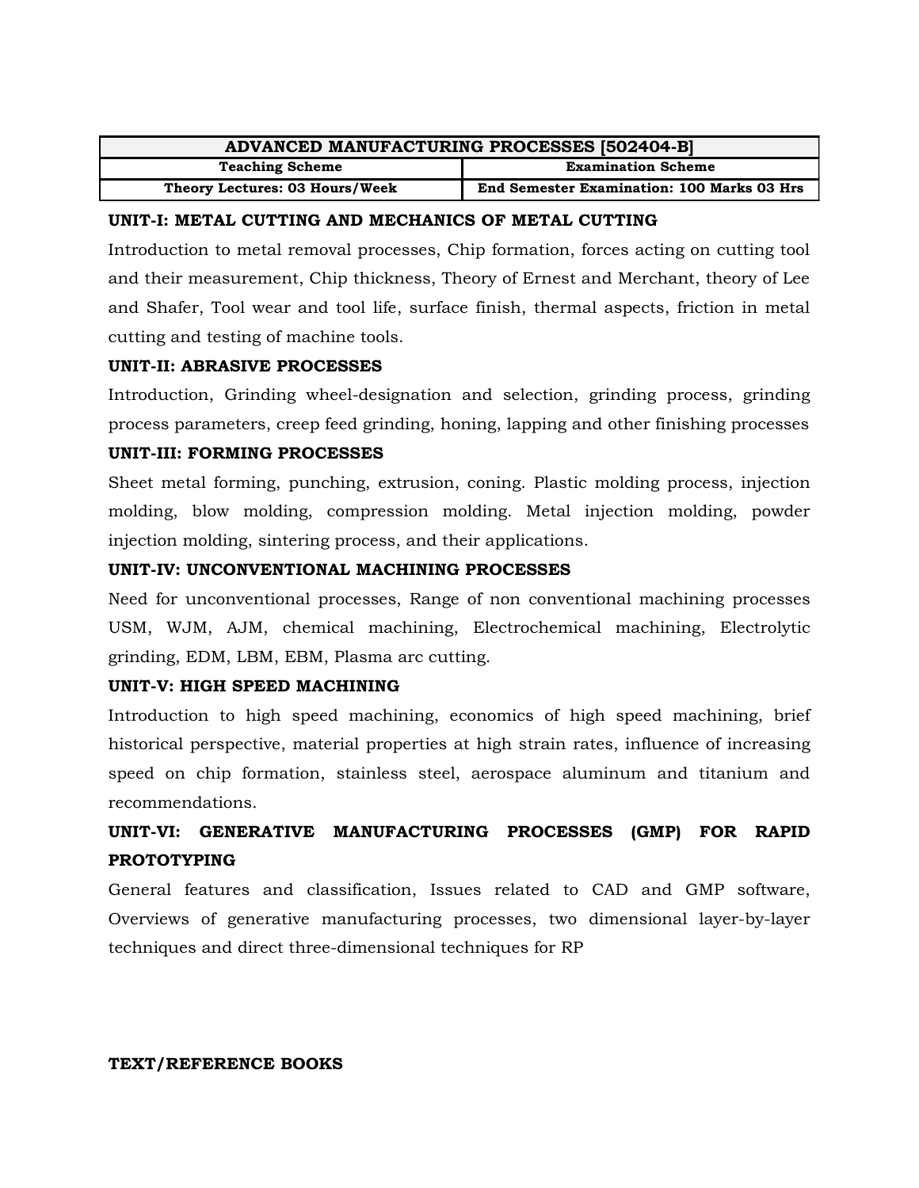| ADVANCED MANUFACTURING PROCESSES [502404-B] | |
|---|---|
| **Teaching Scheme** | **Examination Scheme** |
| **Theory Lectures: 03 Hours/Week** | **End Semester Examination: 100 Marks 03 Hrs** |

**UNIT-I: METAL CUTTING AND MECHANICS OF METAL CUTTING**

Introduction to metal removal processes, Chip formation, forces acting on cutting tool and their measurement, Chip thickness, Theory of Ernest and Merchant, theory of Lee and Shafer, Tool wear and tool life, surface finish, thermal aspects, friction in metal cutting and testing of machine tools.

**UNIT-II: ABRASIVE PROCESSES**

Introduction, Grinding wheel-designation and selection, grinding process, grinding process parameters, creep feed grinding, honing, lapping and other finishing processes

**UNIT-III: FORMING PROCESSES**

Sheet metal forming, punching, extrusion, coning. Plastic molding process, injection molding, blow molding, compression molding. Metal injection molding, powder injection molding, sintering process, and their applications.

**UNIT-IV: UNCONVENTIONAL MACHINING PROCESSES**

Need for unconventional processes, Range of non conventional machining processes USM, WJM, AJM, chemical machining, Electrochemical machining, Electrolytic grinding, EDM, LBM, EBM, Plasma arc cutting.

**UNIT-V: HIGH SPEED MACHINING**

Introduction to high speed machining, economics of high speed machining, brief historical perspective, material properties at high strain rates, influence of increasing speed on chip formation, stainless steel, aerospace aluminum and titanium and recommendations.

**UNIT-VI: GENERATIVE MANUFACTURING PROCESSES (GMP) FOR RAPID PROTOTYPING**

General features and classification, Issues related to CAD and GMP software, Overviews of generative manufacturing processes, two dimensional layer-by-layer techniques and direct three-dimensional techniques for RP

**TEXT/REFERENCE BOOKS**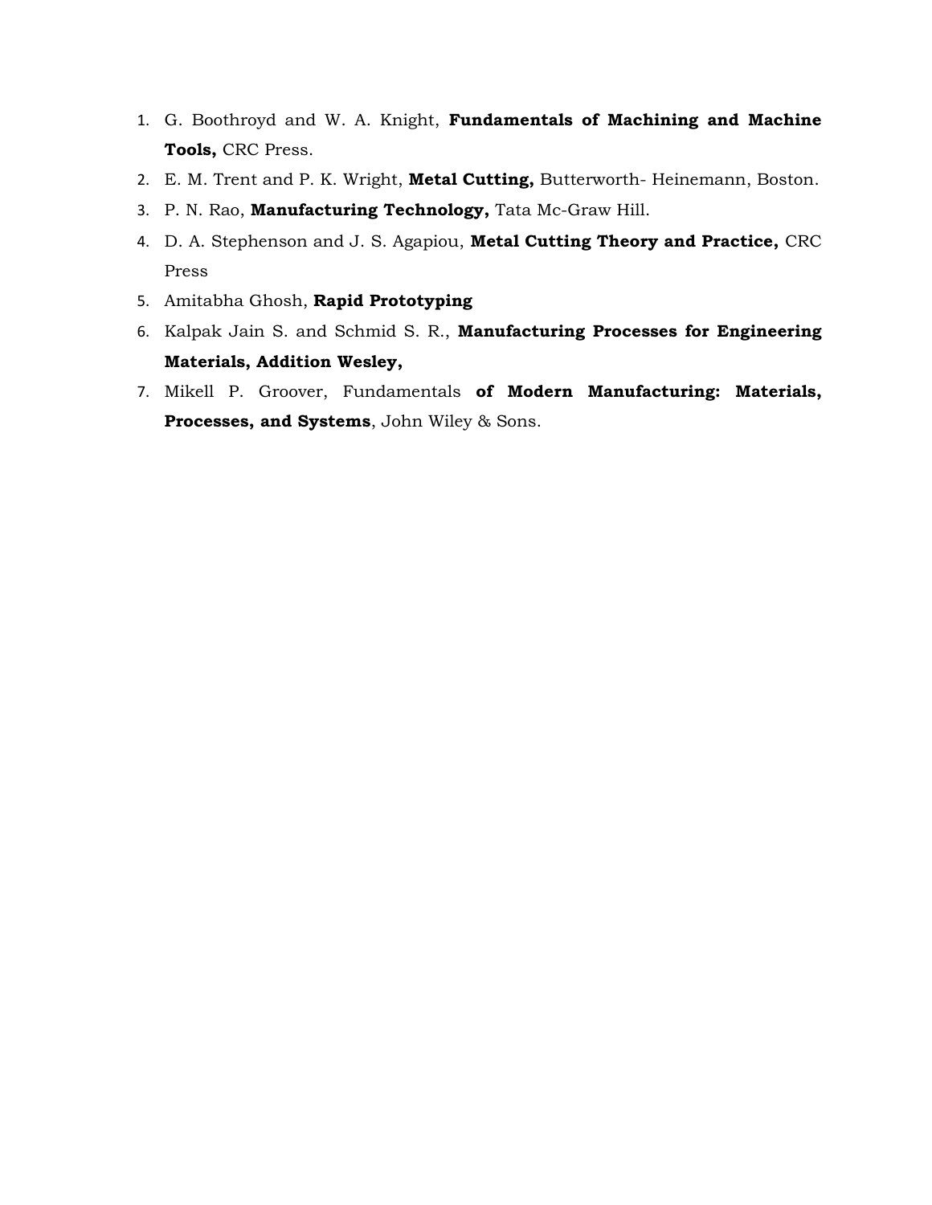1. G. Boothroyd and W. A. Knight, **Fundamentals of Machining and Machine Tools,** CRC Press.
2. E. M. Trent and P. K. Wright, **Metal Cutting,** Butterworth- Heinemann, Boston.
3. P. N. Rao, **Manufacturing Technology,** Tata Mc-Graw Hill.
4. D. A. Stephenson and J. S. Agapiou, **Metal Cutting Theory and Practice,** CRC Press
5. Amitabha Ghosh, **Rapid Prototyping**
6. Kalpak Jain S. and Schmid S. R., **Manufacturing Processes for Engineering Materials, Addition Wesley,**
7. Mikell P. Groover, Fundamentals **of Modern Manufacturing: Materials, Processes, and Systems**, John Wiley & Sons.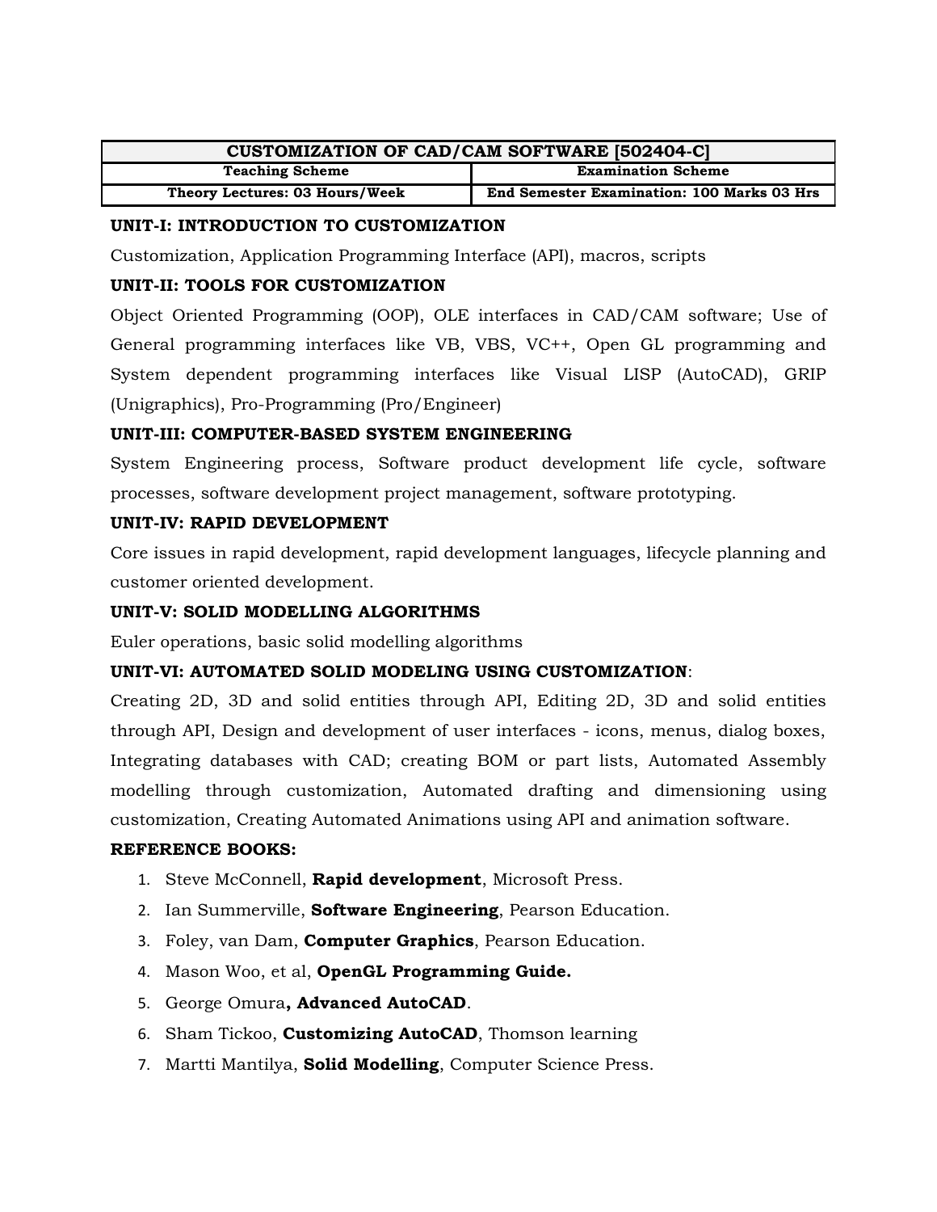| CUSTOMIZATION OF CAD/CAM SOFTWARE [502404-C] | |
|---|---|
| **Teaching Scheme** | **Examination Scheme** |
| **Theory Lectures: 03 Hours/Week** | **End Semester Examination: 100 Marks 03 Hrs** |

**UNIT-I: INTRODUCTION TO CUSTOMIZATION**

Customization, Application Programming Interface (API), macros, scripts

**UNIT-II: TOOLS FOR CUSTOMIZATION**

Object Oriented Programming (OOP), OLE interfaces in CAD/CAM software; Use of General programming interfaces like VB, VBS, VC++, Open GL programming and System dependent programming interfaces like Visual LISP (AutoCAD), GRIP (Unigraphics), Pro-Programming (Pro/Engineer)

**UNIT-III: COMPUTER-BASED SYSTEM ENGINEERING**

System Engineering process, Software product development life cycle, software processes, software development project management, software prototyping.

**UNIT-IV: RAPID DEVELOPMENT**

Core issues in rapid development, rapid development languages, lifecycle planning and customer oriented development.

**UNIT-V: SOLID MODELLING ALGORITHMS**

Euler operations, basic solid modelling algorithms

**UNIT-VI: AUTOMATED SOLID MODELING USING CUSTOMIZATION**:

Creating 2D, 3D and solid entities through API, Editing 2D, 3D and solid entities through API, Design and development of user interfaces - icons, menus, dialog boxes, Integrating databases with CAD; creating BOM or part lists, Automated Assembly modelling through customization, Automated drafting and dimensioning using customization, Creating Automated Animations using API and animation software.

**REFERENCE BOOKS:**

1. Steve McConnell, **Rapid development**, Microsoft Press.
2. Ian Summerville, **Software Engineering**, Pearson Education.
3. Foley, van Dam, **Computer Graphics**, Pearson Education.
4. Mason Woo, et al, **OpenGL Programming Guide.**
5. George Omura**, Advanced AutoCAD**.
6. Sham Tickoo, **Customizing AutoCAD**, Thomson learning
7. Martti Mantilya, **Solid Modelling**, Computer Science Press.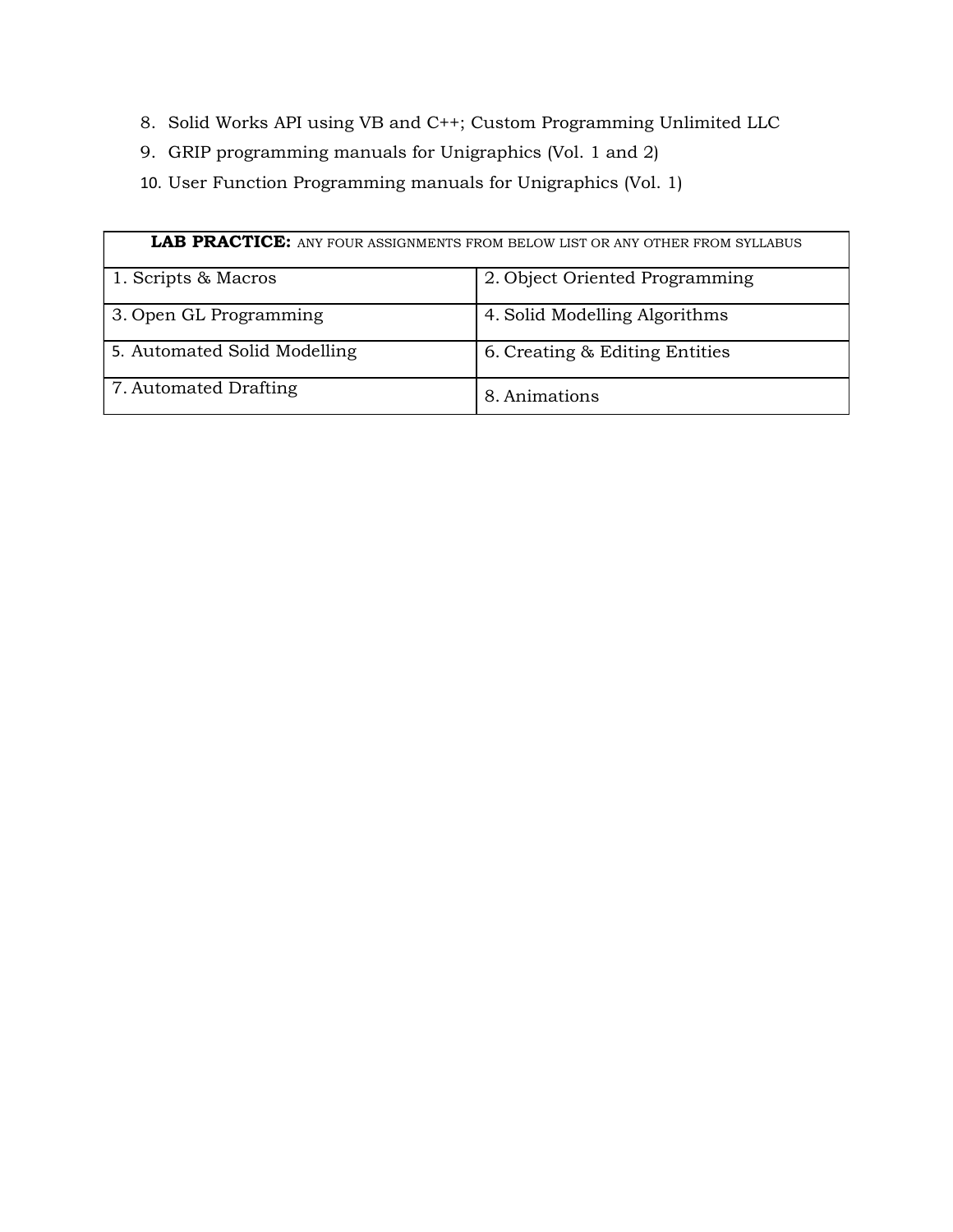8. Solid Works API using VB and C++; Custom Programming Unlimited LLC
9. GRIP programming manuals for Unigraphics (Vol. 1 and 2)
10. User Function Programming manuals for Unigraphics (Vol. 1)

| **LAB PRACTICE:** ANY FOUR ASSIGNMENTS FROM BELOW LIST OR ANY OTHER FROM SYLLABUS | |
|---|---|
| 1. Scripts & Macros | 2. Object Oriented Programming |
| 3. Open GL Programming | 4. Solid Modelling Algorithms |
| 5. Automated Solid Modelling | 6. Creating & Editing Entities |
| 7. Automated Drafting | 8. Animations |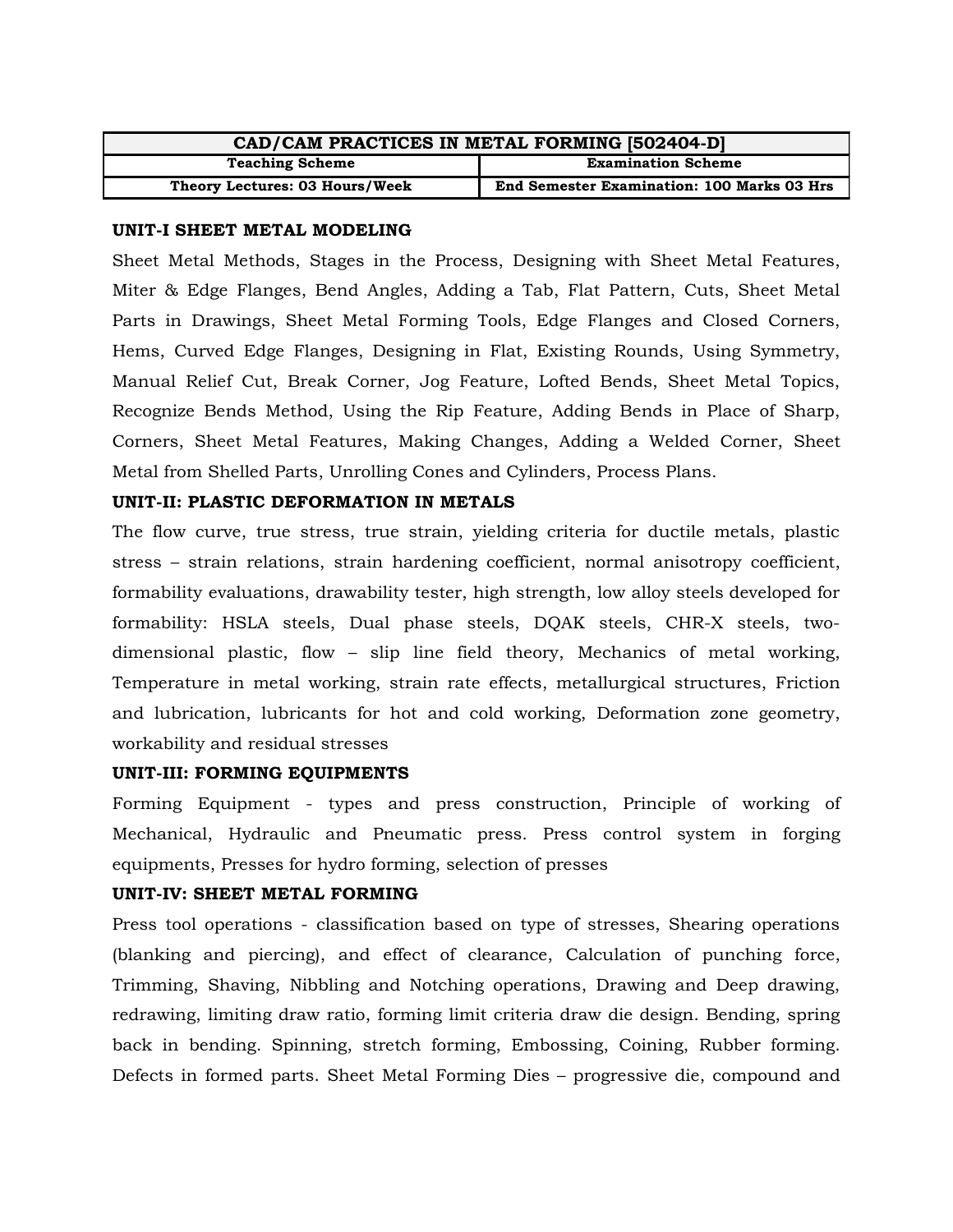| CAD/CAM PRACTICES IN METAL FORMING [502404-D] | |
|---|---|
| **Teaching Scheme** | **Examination Scheme** |
| **Theory Lectures: 03 Hours/Week** | **End Semester Examination: 100 Marks 03 Hrs** |

**UNIT-I SHEET METAL MODELING**

Sheet Metal Methods, Stages in the Process, Designing with Sheet Metal Features, Miter & Edge Flanges, Bend Angles, Adding a Tab, Flat Pattern, Cuts, Sheet Metal Parts in Drawings, Sheet Metal Forming Tools, Edge Flanges and Closed Corners, Hems, Curved Edge Flanges, Designing in Flat, Existing Rounds, Using Symmetry, Manual Relief Cut, Break Corner, Jog Feature, Lofted Bends, Sheet Metal Topics, Recognize Bends Method, Using the Rip Feature, Adding Bends in Place of Sharp, Corners, Sheet Metal Features, Making Changes, Adding a Welded Corner, Sheet Metal from Shelled Parts, Unrolling Cones and Cylinders, Process Plans.

**UNIT-II: PLASTIC DEFORMATION IN METALS**

The flow curve, true stress, true strain, yielding criteria for ductile metals, plastic stress – strain relations, strain hardening coefficient, normal anisotropy coefficient, formability evaluations, drawability tester, high strength, low alloy steels developed for formability: HSLA steels, Dual phase steels, DQAK steels, CHR-X steels, two-dimensional plastic, flow – slip line field theory, Mechanics of metal working, Temperature in metal working, strain rate effects, metallurgical structures, Friction and lubrication, lubricants for hot and cold working, Deformation zone geometry, workability and residual stresses

**UNIT-III: FORMING EQUIPMENTS**

Forming Equipment - types and press construction, Principle of working of Mechanical, Hydraulic and Pneumatic press. Press control system in forging equipments, Presses for hydro forming, selection of presses

**UNIT-IV: SHEET METAL FORMING**

Press tool operations - classification based on type of stresses, Shearing operations (blanking and piercing), and effect of clearance, Calculation of punching force, Trimming, Shaving, Nibbling and Notching operations, Drawing and Deep drawing, redrawing, limiting draw ratio, forming limit criteria draw die design. Bending, spring back in bending. Spinning, stretch forming, Embossing, Coining, Rubber forming. Defects in formed parts. Sheet Metal Forming Dies – progressive die, compound and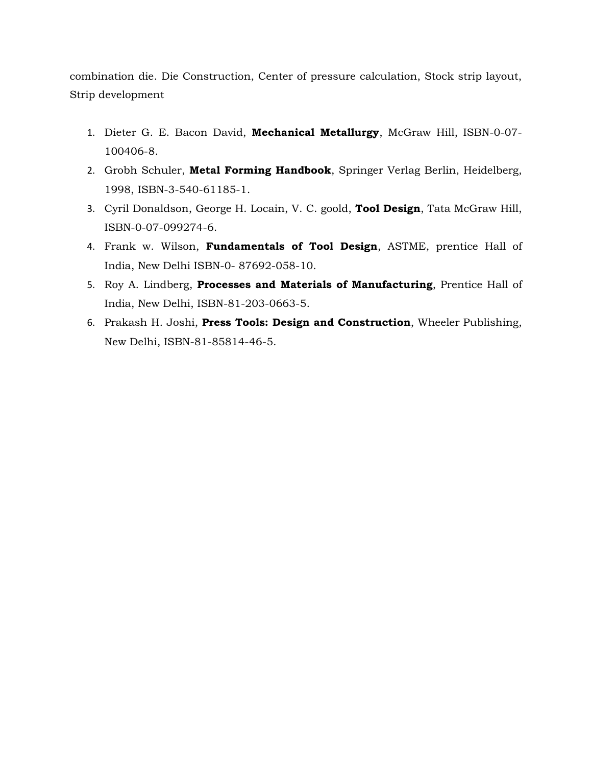combination die. Die Construction, Center of pressure calculation, Stock strip layout, Strip development

1. Dieter G. E. Bacon David, **Mechanical Metallurgy**, McGraw Hill, ISBN-0-07-100406-8.
2. Grobh Schuler, **Metal Forming Handbook**, Springer Verlag Berlin, Heidelberg, 1998, ISBN-3-540-61185-1.
3. Cyril Donaldson, George H. Locain, V. C. goold, **Tool Design**, Tata McGraw Hill, ISBN-0-07-099274-6.
4. Frank w. Wilson, **Fundamentals of Tool Design**, ASTME, prentice Hall of India, New Delhi ISBN-0- 87692-058-10.
5. Roy A. Lindberg, **Processes and Materials of Manufacturing**, Prentice Hall of India, New Delhi, ISBN-81-203-0663-5.
6. Prakash H. Joshi, **Press Tools: Design and Construction**, Wheeler Publishing, New Delhi, ISBN-81-85814-46-5.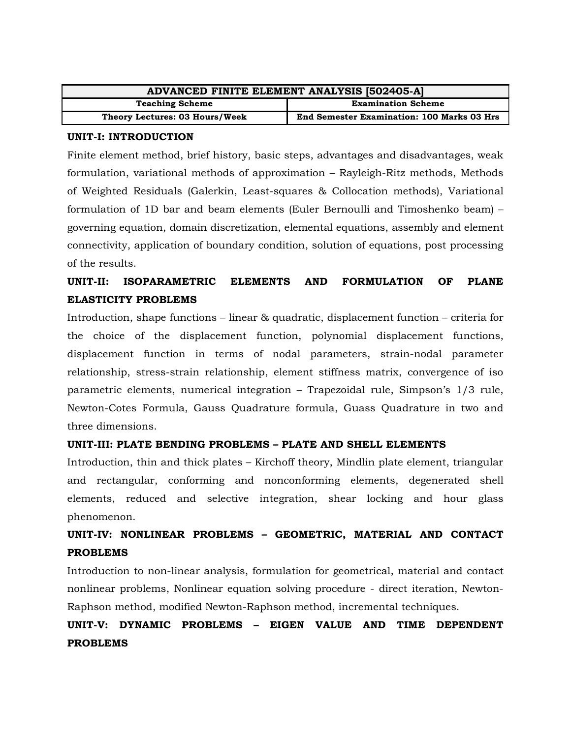| ADVANCED FINITE ELEMENT ANALYSIS [502405-A] | |
|---|---|
| **Teaching Scheme** | **Examination Scheme** |
| **Theory Lectures: 03 Hours/Week** | **End Semester Examination: 100 Marks 03 Hrs** |

**UNIT-I: INTRODUCTION**

Finite element method, brief history, basic steps, advantages and disadvantages, weak formulation, variational methods of approximation – Rayleigh-Ritz methods, Methods of Weighted Residuals (Galerkin, Least-squares & Collocation methods), Variational formulation of 1D bar and beam elements (Euler Bernoulli and Timoshenko beam) – governing equation, domain discretization, elemental equations, assembly and element connectivity, application of boundary condition, solution of equations, post processing of the results.

**UNIT-II: ISOPARAMETRIC ELEMENTS AND FORMULATION OF PLANE ELASTICITY PROBLEMS**

Introduction, shape functions – linear & quadratic, displacement function – criteria for the choice of the displacement function, polynomial displacement functions, displacement function in terms of nodal parameters, strain-nodal parameter relationship, stress-strain relationship, element stiffness matrix, convergence of iso parametric elements, numerical integration – Trapezoidal rule, Simpson's 1/3 rule, Newton-Cotes Formula, Gauss Quadrature formula, Guass Quadrature in two and three dimensions.

**UNIT-III: PLATE BENDING PROBLEMS – PLATE AND SHELL ELEMENTS**

Introduction, thin and thick plates – Kirchoff theory, Mindlin plate element, triangular and rectangular, conforming and nonconforming elements, degenerated shell elements, reduced and selective integration, shear locking and hour glass phenomenon.

**UNIT-IV: NONLINEAR PROBLEMS – GEOMETRIC, MATERIAL AND CONTACT PROBLEMS**

Introduction to non-linear analysis, formulation for geometrical, material and contact nonlinear problems, Nonlinear equation solving procedure - direct iteration, Newton-Raphson method, modified Newton-Raphson method, incremental techniques.

**UNIT-V: DYNAMIC PROBLEMS – EIGEN VALUE AND TIME DEPENDENT PROBLEMS**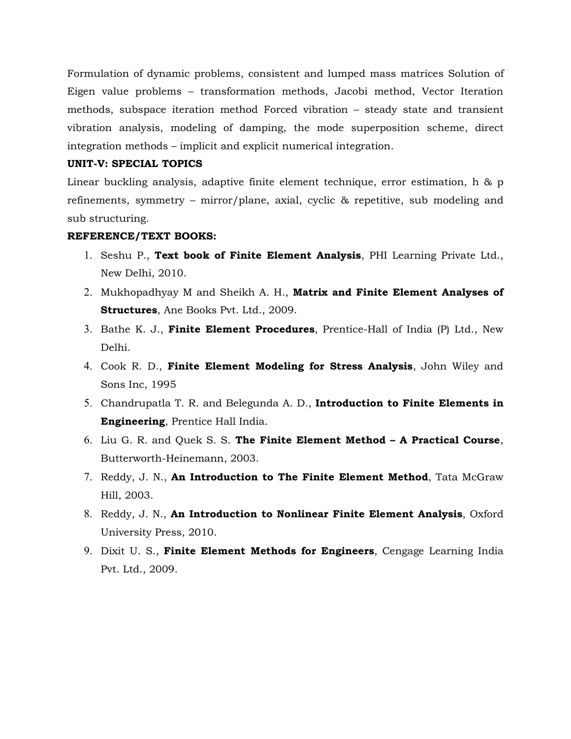Formulation of dynamic problems, consistent and lumped mass matrices Solution of Eigen value problems – transformation methods, Jacobi method, Vector Iteration methods, subspace iteration method Forced vibration – steady state and transient vibration analysis, modeling of damping, the mode superposition scheme, direct integration methods – implicit and explicit numerical integration.

**UNIT-V: SPECIAL TOPICS**

Linear buckling analysis, adaptive finite element technique, error estimation, h & p refinements, symmetry – mirror/plane, axial, cyclic & repetitive, sub modeling and sub structuring.

**REFERENCE/TEXT BOOKS:**

1. Seshu P., **Text book of Finite Element Analysis**, PHI Learning Private Ltd., New Delhi, 2010.
2. Mukhopadhyay M and Sheikh A. H., **Matrix and Finite Element Analyses of Structures**, Ane Books Pvt. Ltd., 2009.
3. Bathe K. J., **Finite Element Procedures**, Prentice-Hall of India (P) Ltd., New Delhi.
4. Cook R. D., **Finite Element Modeling for Stress Analysis**, John Wiley and Sons Inc, 1995
5. Chandrupatla T. R. and Belegunda A. D., **Introduction to Finite Elements in Engineering**, Prentice Hall India.
6. Liu G. R. and Quek S. S. **The Finite Element Method – A Practical Course**, Butterworth-Heinemann, 2003.
7. Reddy, J. N., **An Introduction to The Finite Element Method**, Tata McGraw Hill, 2003.
8. Reddy, J. N., **An Introduction to Nonlinear Finite Element Analysis**, Oxford University Press, 2010.
9. Dixit U. S., **Finite Element Methods for Engineers**, Cengage Learning India Pvt. Ltd., 2009.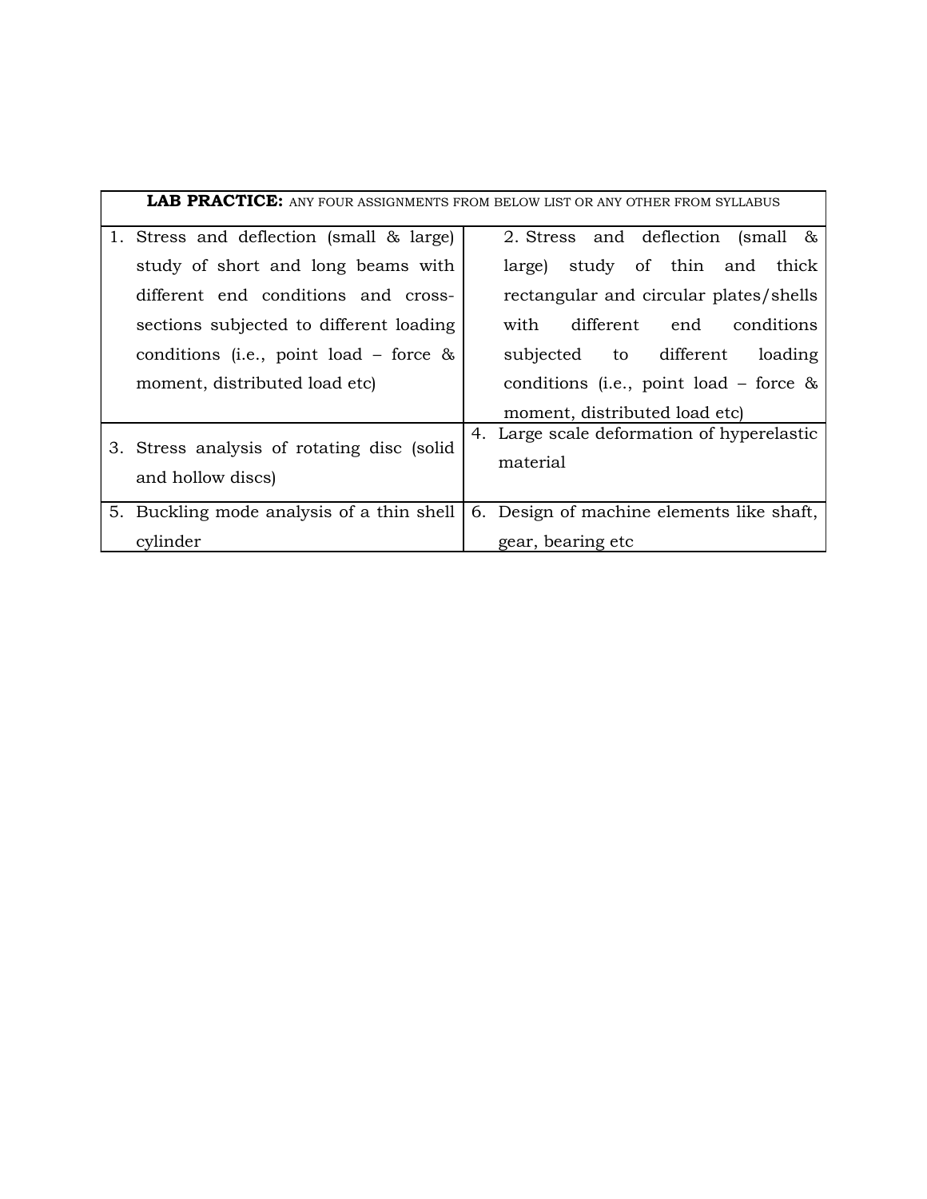| **LAB PRACTICE:** ANY FOUR ASSIGNMENTS FROM BELOW LIST OR ANY OTHER FROM SYLLABUS | |
|---|---|
| 1. Stress and deflection (small & large) study of short and long beams with different end conditions and cross-sections subjected to different loading conditions (i.e., point load – force & moment, distributed load etc) | 2. Stress and deflection (small & large) study of thin and thick rectangular and circular plates/shells with different end conditions subjected to different loading conditions (i.e., point load – force & moment, distributed load etc) |
| 3. Stress analysis of rotating disc (solid and hollow discs) | 4. Large scale deformation of hyperelastic material |
| 5. Buckling mode analysis of a thin shell cylinder | 6. Design of machine elements like shaft, gear, bearing etc |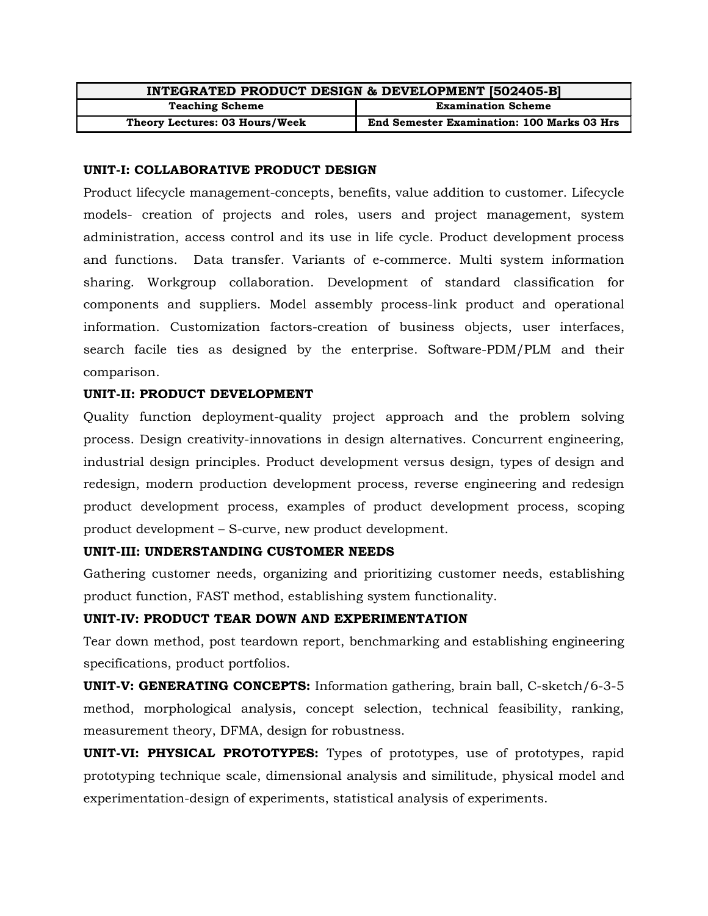| INTEGRATED PRODUCT DESIGN & DEVELOPMENT [502405-B] | |
|---|---|
| **Teaching Scheme** | **Examination Scheme** |
| **Theory Lectures: 03 Hours/Week** | **End Semester Examination: 100 Marks 03 Hrs** |

**UNIT-I: COLLABORATIVE PRODUCT DESIGN**

Product lifecycle management-concepts, benefits, value addition to customer. Lifecycle models- creation of projects and roles, users and project management, system administration, access control and its use in life cycle. Product development process and functions. Data transfer. Variants of e-commerce. Multi system information sharing. Workgroup collaboration. Development of standard classification for components and suppliers. Model assembly process-link product and operational information. Customization factors-creation of business objects, user interfaces, search facile ties as designed by the enterprise. Software-PDM/PLM and their comparison.

**UNIT-II: PRODUCT DEVELOPMENT**

Quality function deployment-quality project approach and the problem solving process. Design creativity-innovations in design alternatives. Concurrent engineering, industrial design principles. Product development versus design, types of design and redesign, modern production development process, reverse engineering and redesign product development process, examples of product development process, scoping product development – S-curve, new product development.

**UNIT-III: UNDERSTANDING CUSTOMER NEEDS**

Gathering customer needs, organizing and prioritizing customer needs, establishing product function, FAST method, establishing system functionality.

**UNIT-IV: PRODUCT TEAR DOWN AND EXPERIMENTATION**

Tear down method, post teardown report, benchmarking and establishing engineering specifications, product portfolios.

**UNIT-V: GENERATING CONCEPTS:** Information gathering, brain ball, C-sketch/6-3-5 method, morphological analysis, concept selection, technical feasibility, ranking, measurement theory, DFMA, design for robustness.

**UNIT-VI: PHYSICAL PROTOTYPES:** Types of prototypes, use of prototypes, rapid prototyping technique scale, dimensional analysis and similitude, physical model and experimentation-design of experiments, statistical analysis of experiments.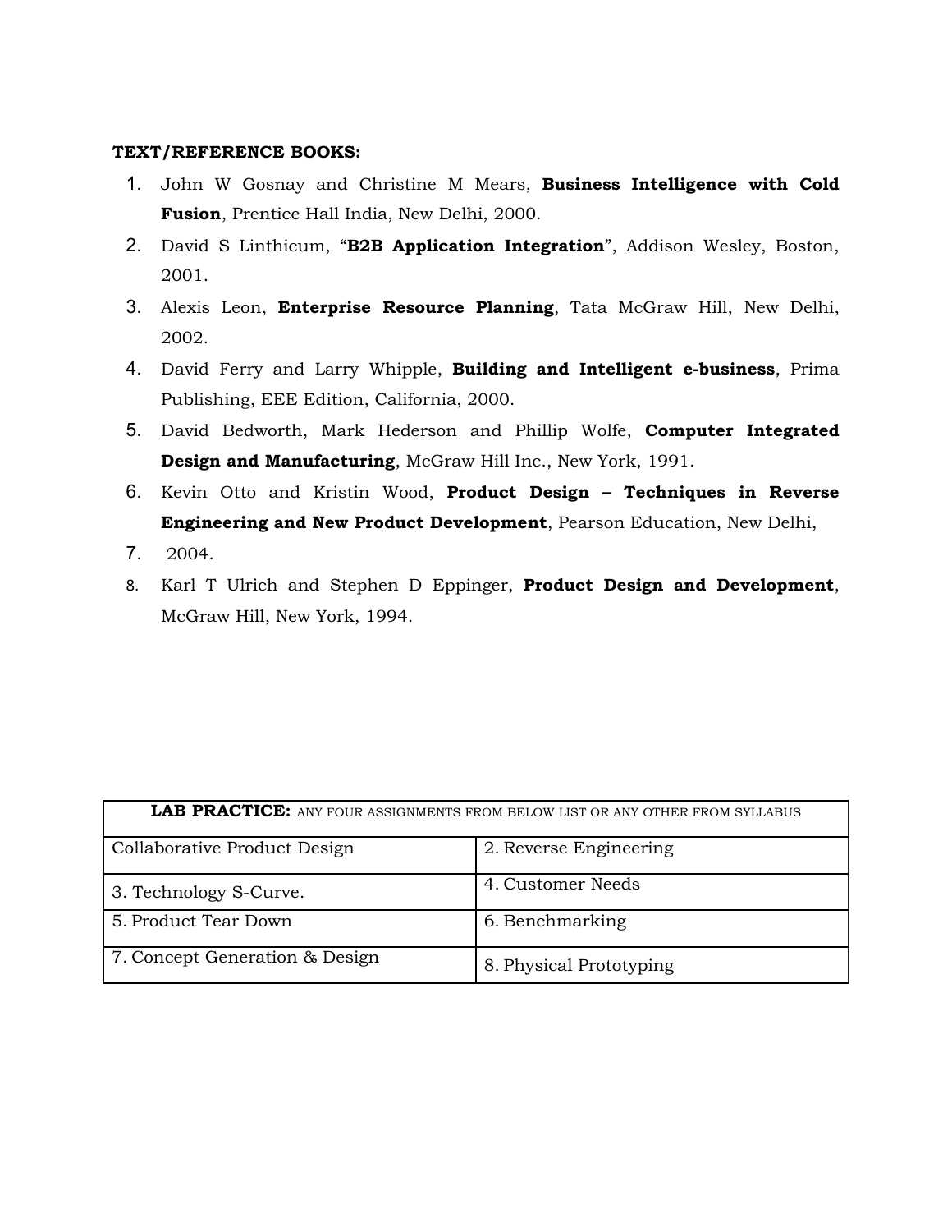**TEXT/REFERENCE BOOKS:**

1. John W Gosnay and Christine M Mears, **Business Intelligence with Cold Fusion**, Prentice Hall India, New Delhi, 2000.
2. David S Linthicum, "**B2B Application Integration**", Addison Wesley, Boston, 2001.
3. Alexis Leon, **Enterprise Resource Planning**, Tata McGraw Hill, New Delhi, 2002.
4. David Ferry and Larry Whipple, **Building and Intelligent e-business**, Prima Publishing, EEE Edition, California, 2000.
5. David Bedworth, Mark Hederson and Phillip Wolfe, **Computer Integrated Design and Manufacturing**, McGraw Hill Inc., New York, 1991.
6. Kevin Otto and Kristin Wood, **Product Design – Techniques in Reverse Engineering and New Product Development**, Pearson Education, New Delhi,
7. 2004.
8. Karl T Ulrich and Stephen D Eppinger, **Product Design and Development**, McGraw Hill, New York, 1994.

| **LAB PRACTICE:** ANY FOUR ASSIGNMENTS FROM BELOW LIST OR ANY OTHER FROM SYLLABUS | |
|---|---|
| Collaborative Product Design | 2. Reverse Engineering |
| 3. Technology S-Curve. | 4. Customer Needs |
| 5. Product Tear Down | 6. Benchmarking |
| 7. Concept Generation & Design | 8. Physical Prototyping |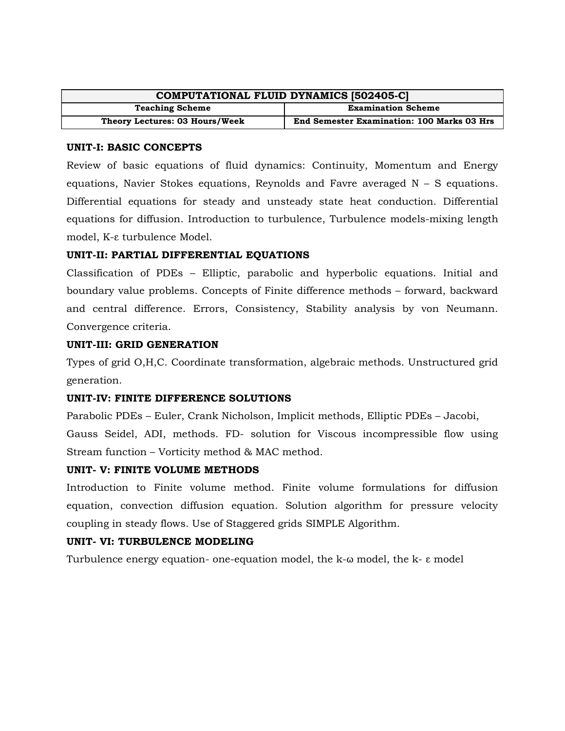| COMPUTATIONAL FLUID DYNAMICS [502405-C] | |
| --- | --- |
| **Teaching Scheme** | **Examination Scheme** |
| **Theory Lectures: 03 Hours/Week** | **End Semester Examination: 100 Marks 03 Hrs** |

**UNIT-I: BASIC CONCEPTS**

Review of basic equations of fluid dynamics: Continuity, Momentum and Energy equations, Navier Stokes equations, Reynolds and Favre averaged N – S equations. Differential equations for steady and unsteady state heat conduction. Differential equations for diffusion. Introduction to turbulence, Turbulence models-mixing length model, K-ε turbulence Model.

**UNIT-II: PARTIAL DIFFERENTIAL EQUATIONS**

Classification of PDEs – Elliptic, parabolic and hyperbolic equations. Initial and boundary value problems. Concepts of Finite difference methods – forward, backward and central difference. Errors, Consistency, Stability analysis by von Neumann. Convergence criteria.

**UNIT-III: GRID GENERATION**

Types of grid O,H,C. Coordinate transformation, algebraic methods. Unstructured grid generation.

**UNIT-IV: FINITE DIFFERENCE SOLUTIONS**

Parabolic PDEs – Euler, Crank Nicholson, Implicit methods, Elliptic PDEs – Jacobi, Gauss Seidel, ADI, methods. FD- solution for Viscous incompressible flow using Stream function – Vorticity method & MAC method.

**UNIT- V: FINITE VOLUME METHODS**

Introduction to Finite volume method. Finite volume formulations for diffusion equation, convection diffusion equation. Solution algorithm for pressure velocity coupling in steady flows. Use of Staggered grids SIMPLE Algorithm.

**UNIT- VI: TURBULENCE MODELING**

Turbulence energy equation- one-equation model, the k-ω model, the k- ε model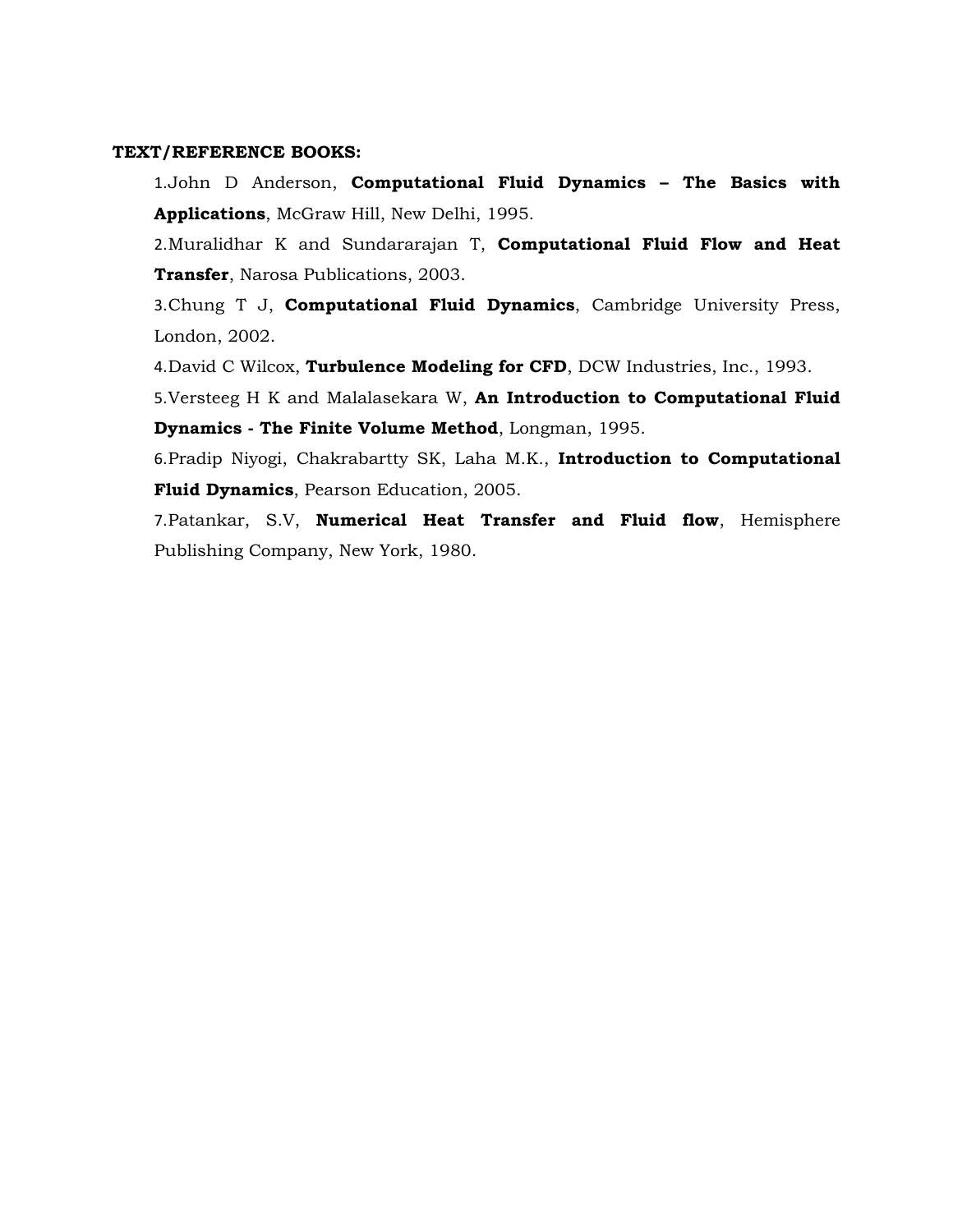**TEXT/REFERENCE BOOKS:**

1. John D Anderson, **Computational Fluid Dynamics – The Basics with Applications**, McGraw Hill, New Delhi, 1995.
2. Muralidhar K and Sundararajan T, **Computational Fluid Flow and Heat Transfer**, Narosa Publications, 2003.
3. Chung T J, **Computational Fluid Dynamics**, Cambridge University Press, London, 2002.
4. David C Wilcox, **Turbulence Modeling for CFD**, DCW Industries, Inc., 1993.
5. Versteeg H K and Malalasekara W, **An Introduction to Computational Fluid Dynamics - The Finite Volume Method**, Longman, 1995.
6. Pradip Niyogi, Chakrabartty SK, Laha M.K., **Introduction to Computational Fluid Dynamics**, Pearson Education, 2005.
7. Patankar, S.V, **Numerical Heat Transfer and Fluid flow**, Hemisphere Publishing Company, New York, 1980.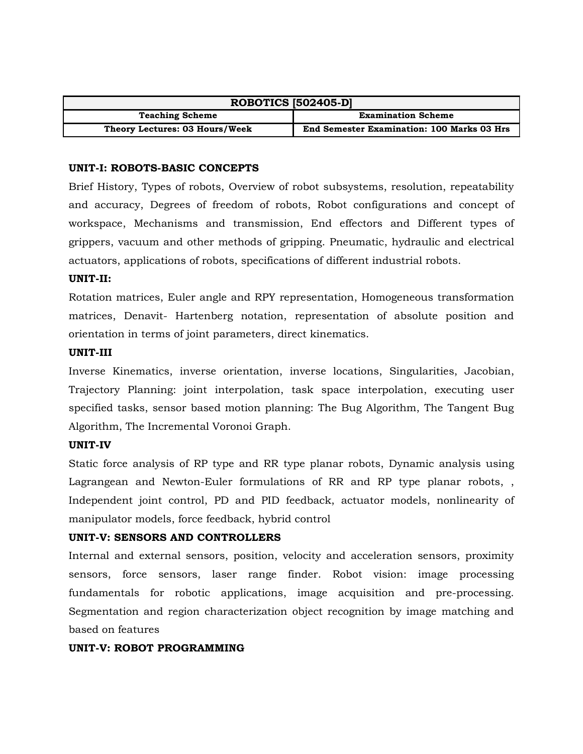| ROBOTICS [502405-D] | |
|---|---|
| **Teaching Scheme** | **Examination Scheme** |
| **Theory Lectures: 03 Hours/Week** | **End Semester Examination: 100 Marks 03 Hrs** |

**UNIT-I: ROBOTS-BASIC CONCEPTS**

Brief History, Types of robots, Overview of robot subsystems, resolution, repeatability and accuracy, Degrees of freedom of robots, Robot configurations and concept of workspace, Mechanisms and transmission, End effectors and Different types of grippers, vacuum and other methods of gripping. Pneumatic, hydraulic and electrical actuators, applications of robots, specifications of different industrial robots.

**UNIT-II:**

Rotation matrices, Euler angle and RPY representation, Homogeneous transformation matrices, Denavit- Hartenberg notation, representation of absolute position and orientation in terms of joint parameters, direct kinematics.

**UNIT-III**

Inverse Kinematics, inverse orientation, inverse locations, Singularities, Jacobian, Trajectory Planning: joint interpolation, task space interpolation, executing user specified tasks, sensor based motion planning: The Bug Algorithm, The Tangent Bug Algorithm, The Incremental Voronoi Graph.

**UNIT-IV**

Static force analysis of RP type and RR type planar robots, Dynamic analysis using Lagrangean and Newton-Euler formulations of RR and RP type planar robots, , Independent joint control, PD and PID feedback, actuator models, nonlinearity of manipulator models, force feedback, hybrid control

**UNIT-V: SENSORS AND CONTROLLERS**

Internal and external sensors, position, velocity and acceleration sensors, proximity sensors, force sensors, laser range finder. Robot vision: image processing fundamentals for robotic applications, image acquisition and pre-processing. Segmentation and region characterization object recognition by image matching and based on features

**UNIT-V: ROBOT PROGRAMMING**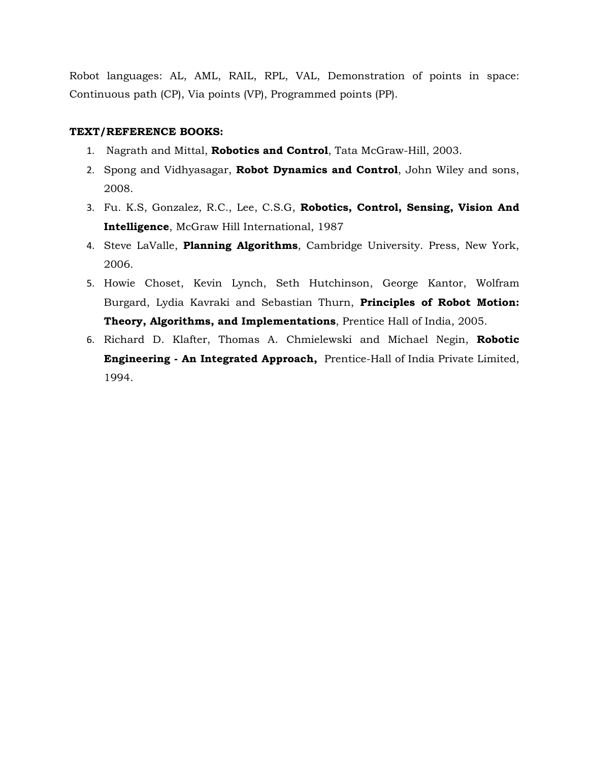Robot languages: AL, AML, RAIL, RPL, VAL, Demonstration of points in space: Continuous path (CP), Via points (VP), Programmed points (PP).

**TEXT/REFERENCE BOOKS:**

1. Nagrath and Mittal, **Robotics and Control**, Tata McGraw-Hill, 2003.
2. Spong and Vidhyasagar, **Robot Dynamics and Control**, John Wiley and sons, 2008.
3. Fu. K.S, Gonzalez, R.C., Lee, C.S.G, **Robotics, Control, Sensing, Vision And Intelligence**, McGraw Hill International, 1987
4. Steve LaValle, **Planning Algorithms**, Cambridge University. Press, New York, 2006.
5. Howie Choset, Kevin Lynch, Seth Hutchinson, George Kantor, Wolfram Burgard, Lydia Kavraki and Sebastian Thurn, **Principles of Robot Motion: Theory, Algorithms, and Implementations**, Prentice Hall of India, 2005.
6. Richard D. Klafter, Thomas A. Chmielewski and Michael Negin, **Robotic Engineering - An Integrated Approach,** Prentice-Hall of India Private Limited, 1994.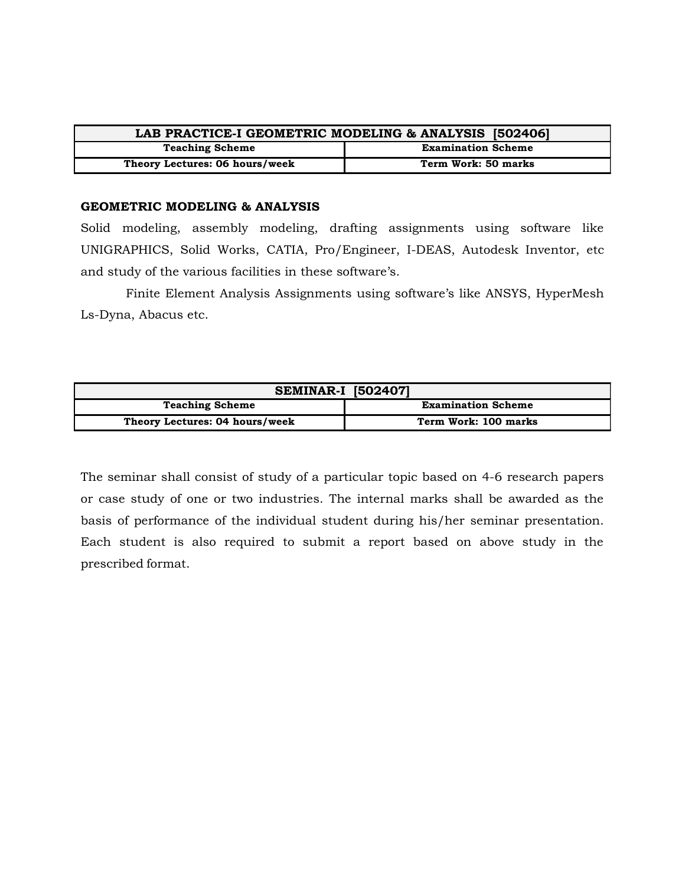| LAB PRACTICE-I GEOMETRIC MODELING & ANALYSIS [502406] | |
|---|---|
| **Teaching Scheme** | **Examination Scheme** |
| **Theory Lectures: 06 hours/week** | **Term Work: 50 marks** |

**GEOMETRIC MODELING & ANALYSIS**

Solid modeling, assembly modeling, drafting assignments using software like UNIGRAPHICS, Solid Works, CATIA, Pro/Engineer, I-DEAS, Autodesk Inventor, etc and study of the various facilities in these software's.

Finite Element Analysis Assignments using software's like ANSYS, HyperMesh Ls-Dyna, Abacus etc.

| SEMINAR-I [502407] | |
|---|---|
| **Teaching Scheme** | **Examination Scheme** |
| **Theory Lectures: 04 hours/week** | **Term Work: 100 marks** |

The seminar shall consist of study of a particular topic based on 4-6 research papers or case study of one or two industries. The internal marks shall be awarded as the basis of performance of the individual student during his/her seminar presentation. Each student is also required to submit a report based on above study in the prescribed format.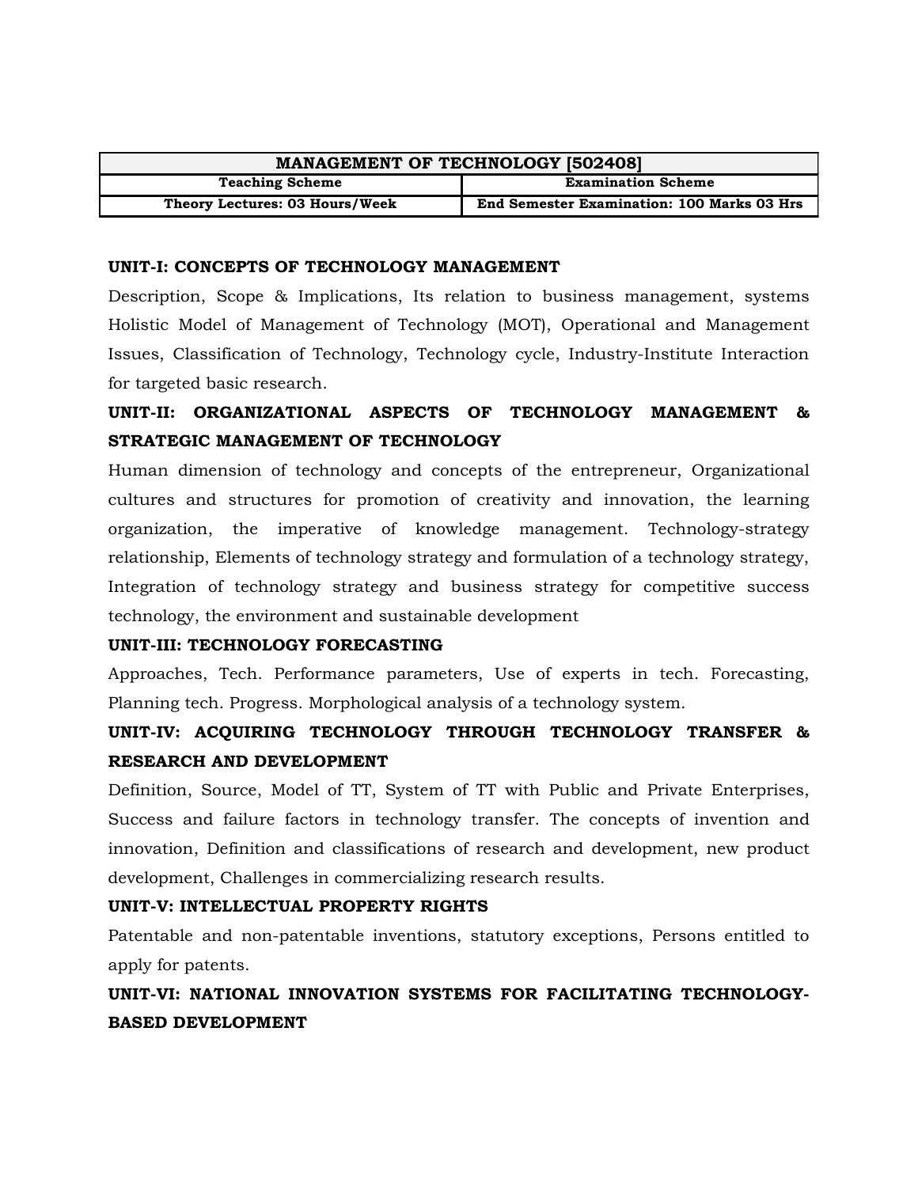| MANAGEMENT OF TECHNOLOGY [502408] | |
|---|---|
| **Teaching Scheme** | **Examination Scheme** |
| **Theory Lectures: 03 Hours/Week** | **End Semester Examination: 100 Marks 03 Hrs** |

**UNIT-I: CONCEPTS OF TECHNOLOGY MANAGEMENT**

Description, Scope & Implications, Its relation to business management, systems Holistic Model of Management of Technology (MOT), Operational and Management Issues, Classification of Technology, Technology cycle, Industry-Institute Interaction for targeted basic research.

**UNIT-II: ORGANIZATIONAL ASPECTS OF TECHNOLOGY MANAGEMENT & STRATEGIC MANAGEMENT OF TECHNOLOGY**

Human dimension of technology and concepts of the entrepreneur, Organizational cultures and structures for promotion of creativity and innovation, the learning organization, the imperative of knowledge management. Technology-strategy relationship, Elements of technology strategy and formulation of a technology strategy, Integration of technology strategy and business strategy for competitive success technology, the environment and sustainable development

**UNIT-III: TECHNOLOGY FORECASTING**

Approaches, Tech. Performance parameters, Use of experts in tech. Forecasting, Planning tech. Progress. Morphological analysis of a technology system.

**UNIT-IV: ACQUIRING TECHNOLOGY THROUGH TECHNOLOGY TRANSFER & RESEARCH AND DEVELOPMENT**

Definition, Source, Model of TT, System of TT with Public and Private Enterprises, Success and failure factors in technology transfer. The concepts of invention and innovation, Definition and classifications of research and development, new product development, Challenges in commercializing research results.

**UNIT-V: INTELLECTUAL PROPERTY RIGHTS**

Patentable and non-patentable inventions, statutory exceptions, Persons entitled to apply for patents.

**UNIT-VI: NATIONAL INNOVATION SYSTEMS FOR FACILITATING TECHNOLOGY-BASED DEVELOPMENT**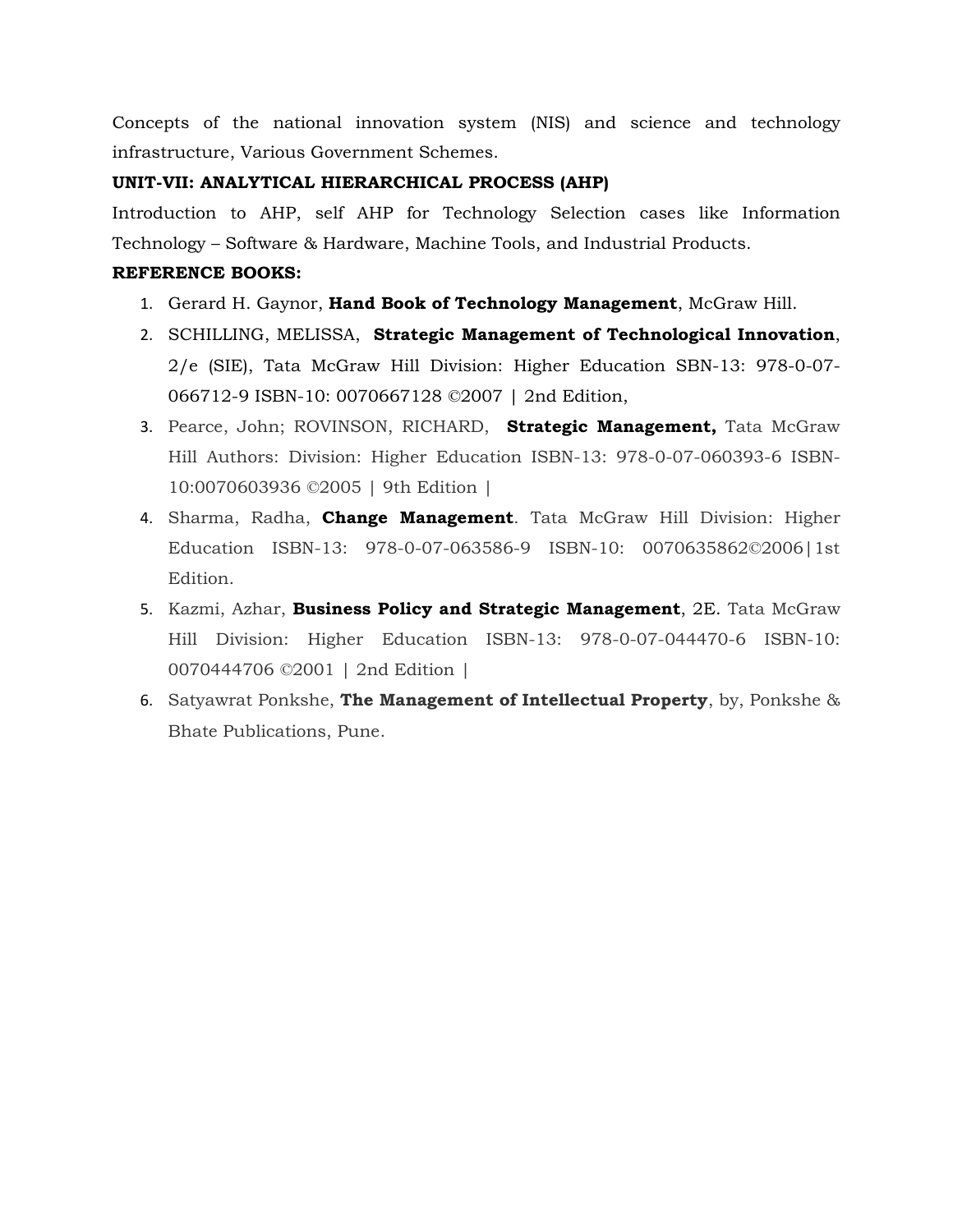Concepts of the national innovation system (NIS) and science and technology infrastructure, Various Government Schemes.

**UNIT-VII: ANALYTICAL HIERARCHICAL PROCESS (AHP)**

Introduction to AHP, self AHP for Technology Selection cases like Information Technology – Software & Hardware, Machine Tools, and Industrial Products.

**REFERENCE BOOKS:**

1. Gerard H. Gaynor, **Hand Book of Technology Management**, McGraw Hill.
2. SCHILLING, MELISSA, **Strategic Management of Technological Innovation**, 2/e (SIE), Tata McGraw Hill Division: Higher Education SBN-13: 978-0-07-066712-9 ISBN-10: 0070667128 ©2007 | 2nd Edition,
3. Pearce, John; ROVINSON, RICHARD, **Strategic Management,** Tata McGraw Hill Authors: Division: Higher Education ISBN-13: 978-0-07-060393-6 ISBN-10:0070603936 ©2005 | 9th Edition |
4. Sharma, Radha, **Change Management**. Tata McGraw Hill Division: Higher Education ISBN-13: 978-0-07-063586-9 ISBN-10: 0070635862©2006|1st Edition.
5. Kazmi, Azhar, **Business Policy and Strategic Management**, 2E. Tata McGraw Hill Division: Higher Education ISBN-13: 978-0-07-044470-6 ISBN-10: 0070444706 ©2001 | 2nd Edition |
6. Satyawrat Ponkshe, **The Management of Intellectual Property**, by, Ponkshe & Bhate Publications, Pune.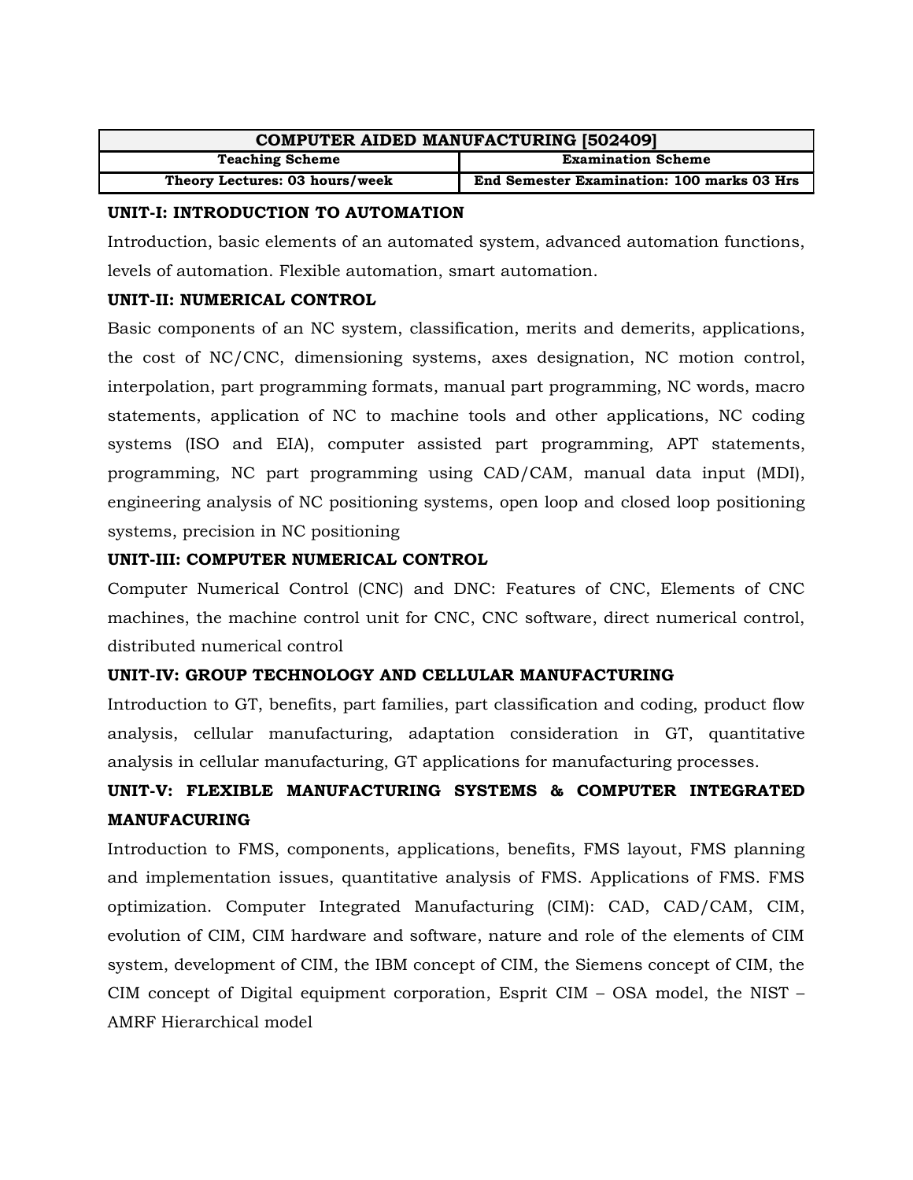| COMPUTER AIDED MANUFACTURING [502409] | |
|---|---|
| **Teaching Scheme** | **Examination Scheme** |
| **Theory Lectures: 03 hours/week** | **End Semester Examination: 100 marks 03 Hrs** |

**UNIT-I: INTRODUCTION TO AUTOMATION**

Introduction, basic elements of an automated system, advanced automation functions, levels of automation. Flexible automation, smart automation.

**UNIT-II: NUMERICAL CONTROL**

Basic components of an NC system, classification, merits and demerits, applications, the cost of NC/CNC, dimensioning systems, axes designation, NC motion control, interpolation, part programming formats, manual part programming, NC words, macro statements, application of NC to machine tools and other applications, NC coding systems (ISO and EIA), computer assisted part programming, APT statements, programming, NC part programming using CAD/CAM, manual data input (MDI), engineering analysis of NC positioning systems, open loop and closed loop positioning systems, precision in NC positioning

**UNIT-III: COMPUTER NUMERICAL CONTROL**

Computer Numerical Control (CNC) and DNC: Features of CNC, Elements of CNC machines, the machine control unit for CNC, CNC software, direct numerical control, distributed numerical control

**UNIT-IV: GROUP TECHNOLOGY AND CELLULAR MANUFACTURING**

Introduction to GT, benefits, part families, part classification and coding, product flow analysis, cellular manufacturing, adaptation consideration in GT, quantitative analysis in cellular manufacturing, GT applications for manufacturing processes.

**UNIT-V: FLEXIBLE MANUFACTURING SYSTEMS & COMPUTER INTEGRATED MANUFACURING**

Introduction to FMS, components, applications, benefits, FMS layout, FMS planning and implementation issues, quantitative analysis of FMS. Applications of FMS. FMS optimization. Computer Integrated Manufacturing (CIM): CAD, CAD/CAM, CIM, evolution of CIM, CIM hardware and software, nature and role of the elements of CIM system, development of CIM, the IBM concept of CIM, the Siemens concept of CIM, the CIM concept of Digital equipment corporation, Esprit CIM – OSA model, the NIST – AMRF Hierarchical model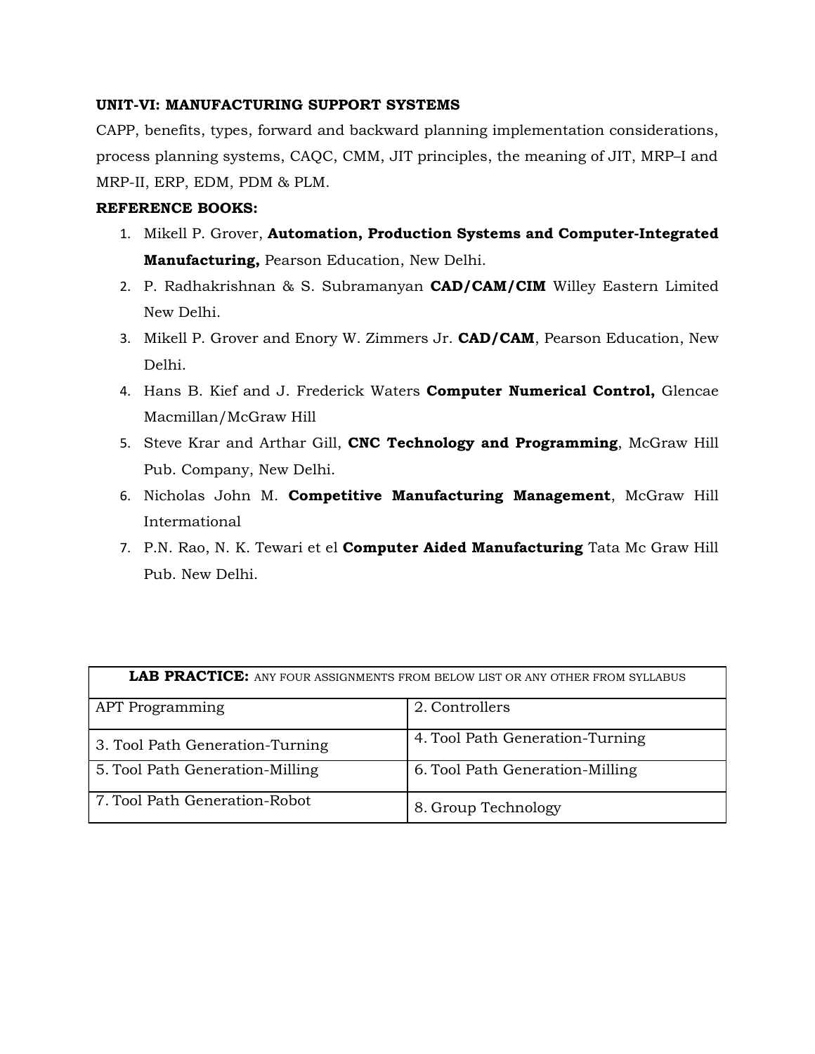**UNIT-VI: MANUFACTURING SUPPORT SYSTEMS**

CAPP, benefits, types, forward and backward planning implementation considerations, process planning systems, CAQC, CMM, JIT principles, the meaning of JIT, MRP–I and MRP-II, ERP, EDM, PDM & PLM.

**REFERENCE BOOKS:**

1. Mikell P. Grover, **Automation, Production Systems and Computer-Integrated Manufacturing,** Pearson Education, New Delhi.
2. P. Radhakrishnan & S. Subramanyan **CAD/CAM/CIM** Willey Eastern Limited New Delhi.
3. Mikell P. Grover and Enory W. Zimmers Jr. **CAD/CAM**, Pearson Education, New Delhi.
4. Hans B. Kief and J. Frederick Waters **Computer Numerical Control,** Glencae Macmillan/McGraw Hill
5. Steve Krar and Arthar Gill, **CNC Technology and Programming**, McGraw Hill Pub. Company, New Delhi.
6. Nicholas John M. **Competitive Manufacturing Management**, McGraw Hill Intermational
7. P.N. Rao, N. K. Tewari et el **Computer Aided Manufacturing** Tata Mc Graw Hill Pub. New Delhi.

| **LAB PRACTICE:** ANY FOUR ASSIGNMENTS FROM BELOW LIST OR ANY OTHER FROM SYLLABUS | |
|---|---|
| APT Programming | 2. Controllers |
| 3. Tool Path Generation-Turning | 4. Tool Path Generation-Turning |
| 5. Tool Path Generation-Milling | 6. Tool Path Generation-Milling |
| 7. Tool Path Generation-Robot | 8. Group Technology |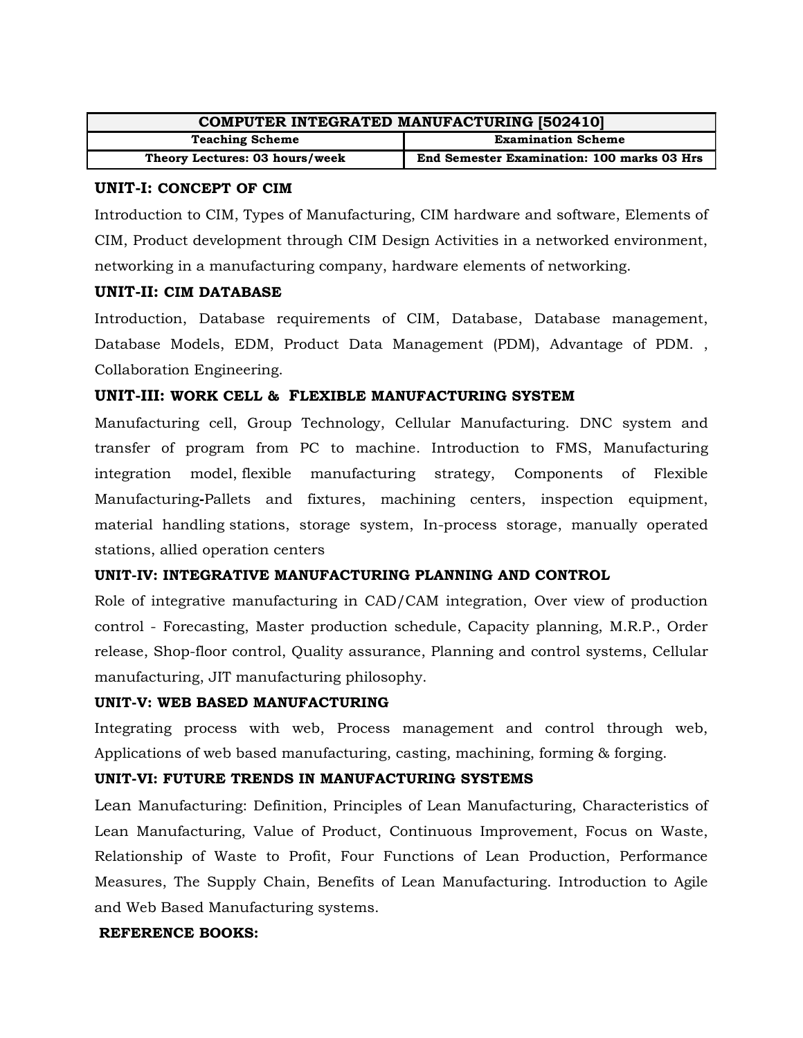| COMPUTER INTEGRATED MANUFACTURING [502410] | |
|---|---|
| **Teaching Scheme** | **Examination Scheme** |
| **Theory Lectures: 03 hours/week** | **End Semester Examination: 100 marks 03 Hrs** |

### UNIT-I: CONCEPT OF CIM

Introduction to CIM, Types of Manufacturing, CIM hardware and software, Elements of CIM, Product development through CIM Design Activities in a networked environment, networking in a manufacturing company, hardware elements of networking.

### UNIT-II: CIM DATABASE

Introduction, Database requirements of CIM, Database, Database management, Database Models, EDM, Product Data Management (PDM), Advantage of PDM. , Collaboration Engineering.

### UNIT-III: WORK CELL & FLEXIBLE MANUFACTURING SYSTEM

Manufacturing cell, Group Technology, Cellular Manufacturing. DNC system and transfer of program from PC to machine. Introduction to FMS, Manufacturing integration model, flexible manufacturing strategy, Components of Flexible Manufacturing-Pallets and fixtures, machining centers, inspection equipment, material handling stations, storage system, In-process storage, manually operated stations, allied operation centers

### UNIT-IV: INTEGRATIVE MANUFACTURING PLANNING AND CONTROL

Role of integrative manufacturing in CAD/CAM integration, Over view of production control - Forecasting, Master production schedule, Capacity planning, M.R.P., Order release, Shop-floor control, Quality assurance, Planning and control systems, Cellular manufacturing, JIT manufacturing philosophy.

### UNIT-V: WEB BASED MANUFACTURING

Integrating process with web, Process management and control through web, Applications of web based manufacturing, casting, machining, forming & forging.

### UNIT-VI: FUTURE TRENDS IN MANUFACTURING SYSTEMS

Lean Manufacturing: Definition, Principles of Lean Manufacturing, Characteristics of Lean Manufacturing, Value of Product, Continuous Improvement, Focus on Waste, Relationship of Waste to Profit, Four Functions of Lean Production, Performance Measures, The Supply Chain, Benefits of Lean Manufacturing. Introduction to Agile and Web Based Manufacturing systems.

### REFERENCE BOOKS: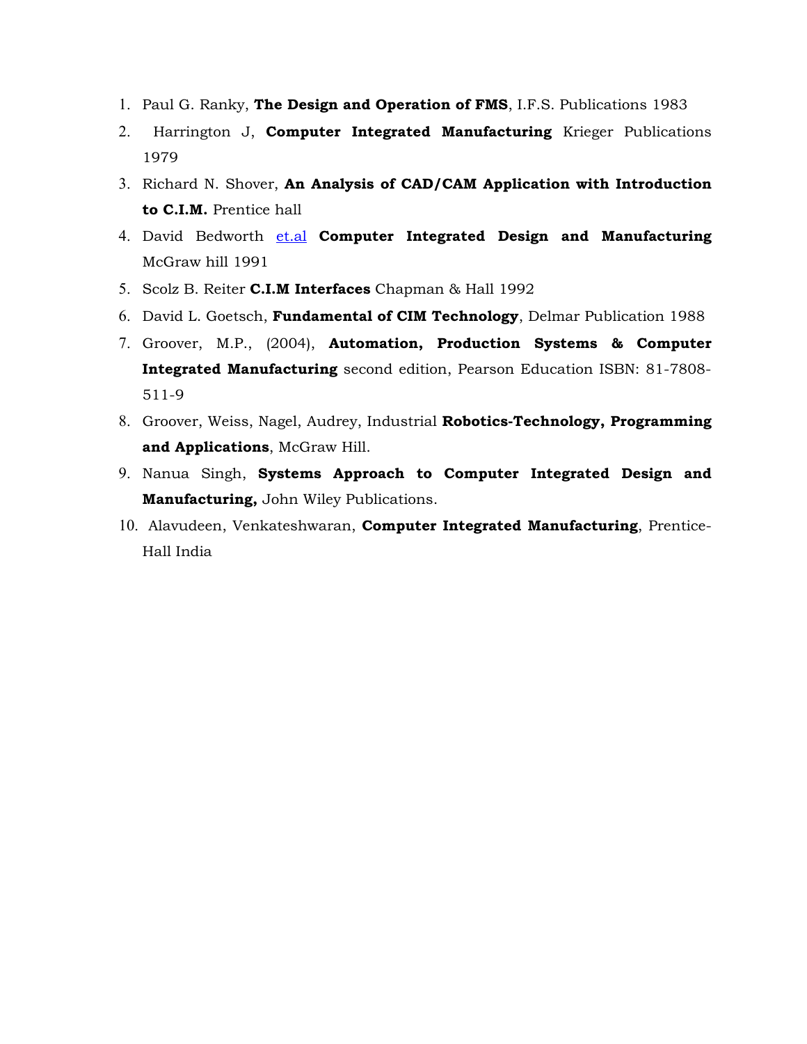1. Paul G. Ranky, **The Design and Operation of FMS**, I.F.S. Publications 1983
2. Harrington J, **Computer Integrated Manufacturing** Krieger Publications 1979
3. Richard N. Shover, **An Analysis of CAD/CAM Application with Introduction to C.I.M.** Prentice hall
4. David Bedworth et.al **Computer Integrated Design and Manufacturing** McGraw hill 1991
5. Scolz B. Reiter **C.I.M Interfaces** Chapman & Hall 1992
6. David L. Goetsch, **Fundamental of CIM Technology**, Delmar Publication 1988
7. Groover, M.P., (2004), **Automation, Production Systems & Computer Integrated Manufacturing** second edition, Pearson Education ISBN: 81-7808-511-9
8. Groover, Weiss, Nagel, Audrey, Industrial **Robotics-Technology, Programming and Applications**, McGraw Hill.
9. Nanua Singh, **Systems Approach to Computer Integrated Design and Manufacturing,** John Wiley Publications.
10. Alavudeen, Venkateshwaran, **Computer Integrated Manufacturing**, Prentice-Hall India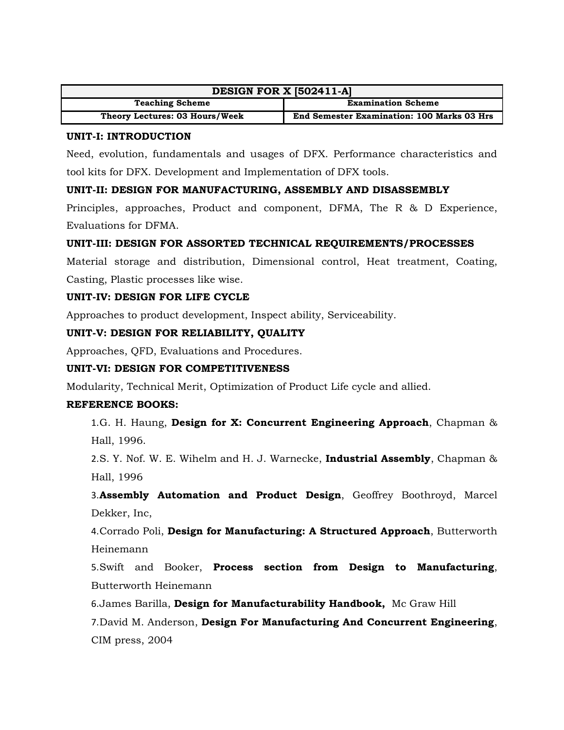| DESIGN FOR X [502411-A] | |
|---|---|
| **Teaching Scheme** | **Examination Scheme** |
| **Theory Lectures: 03 Hours/Week** | **End Semester Examination: 100 Marks 03 Hrs** |

**UNIT-I: INTRODUCTION**

Need, evolution, fundamentals and usages of DFX. Performance characteristics and tool kits for DFX. Development and Implementation of DFX tools.

**UNIT-II: DESIGN FOR MANUFACTURING, ASSEMBLY AND DISASSEMBLY**

Principles, approaches, Product and component, DFMA, The R & D Experience, Evaluations for DFMA.

**UNIT-III: DESIGN FOR ASSORTED TECHNICAL REQUIREMENTS/PROCESSES**

Material storage and distribution, Dimensional control, Heat treatment, Coating, Casting, Plastic processes like wise.

**UNIT-IV: DESIGN FOR LIFE CYCLE**

Approaches to product development, Inspect ability, Serviceability.

**UNIT-V: DESIGN FOR RELIABILITY, QUALITY**

Approaches, QFD, Evaluations and Procedures.

**UNIT-VI: DESIGN FOR COMPETITIVENESS**

Modularity, Technical Merit, Optimization of Product Life cycle and allied.

**REFERENCE BOOKS:**

1. G. H. Haung, **Design for X: Concurrent Engineering Approach**, Chapman & Hall, 1996.
2. S. Y. Nof. W. E. Wihelm and H. J. Warnecke, **Industrial Assembly**, Chapman & Hall, 1996
3. **Assembly Automation and Product Design**, Geoffrey Boothroyd, Marcel Dekker, Inc,
4. Corrado Poli, **Design for Manufacturing: A Structured Approach**, Butterworth Heinemann
5. Swift and Booker, **Process section from Design to Manufacturing**, Butterworth Heinemann
6. James Barilla, **Design for Manufacturability Handbook,** Mc Graw Hill
7. David M. Anderson, **Design For Manufacturing And Concurrent Engineering**, CIM press, 2004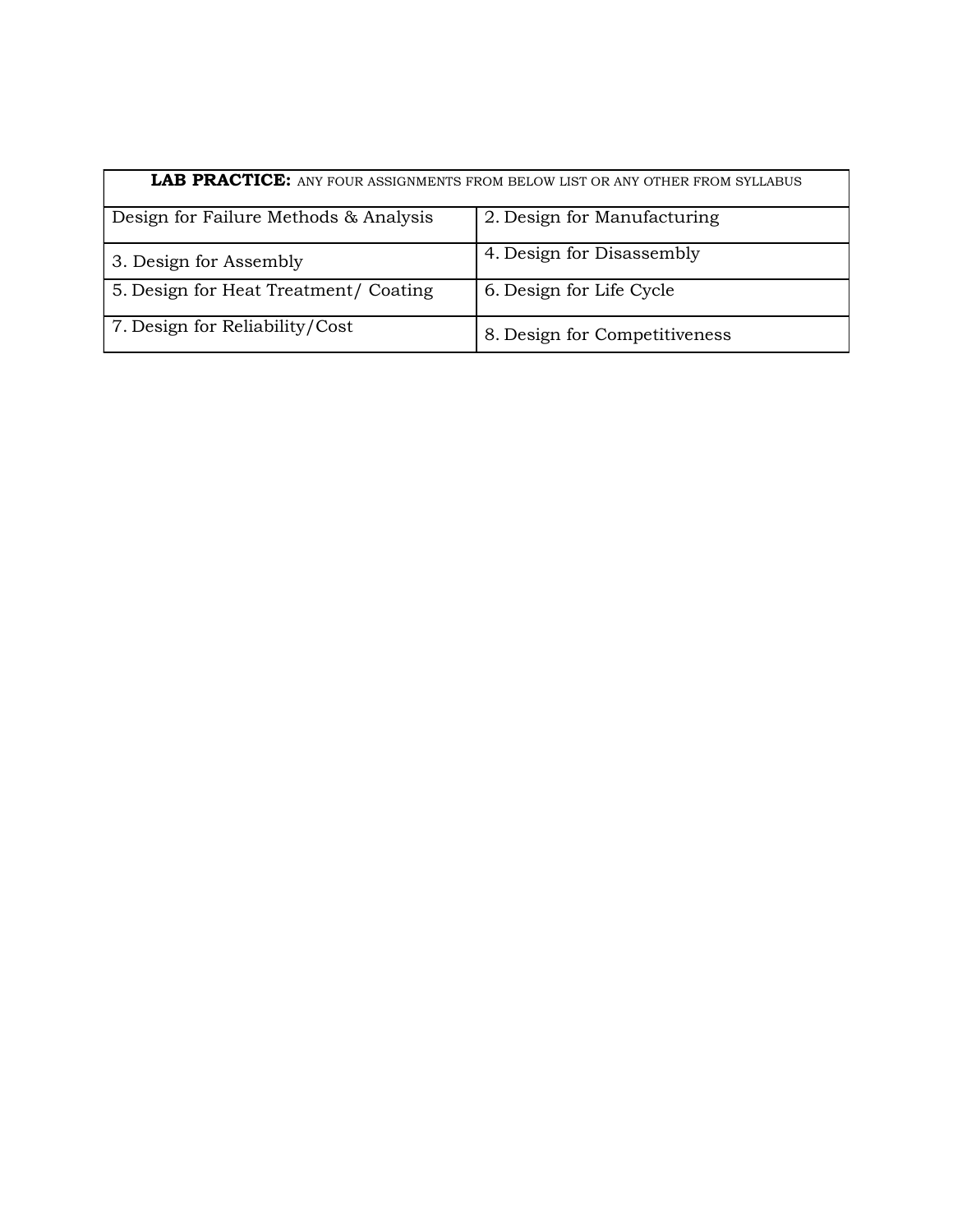| **LAB PRACTICE:** ANY FOUR ASSIGNMENTS FROM BELOW LIST OR ANY OTHER FROM SYLLABUS | |
|---|---|
| Design for Failure Methods & Analysis | 2. Design for Manufacturing |
| 3. Design for Assembly | 4. Design for Disassembly |
| 5. Design for Heat Treatment/ Coating | 6. Design for Life Cycle |
| 7. Design for Reliability/Cost | 8. Design for Competitiveness |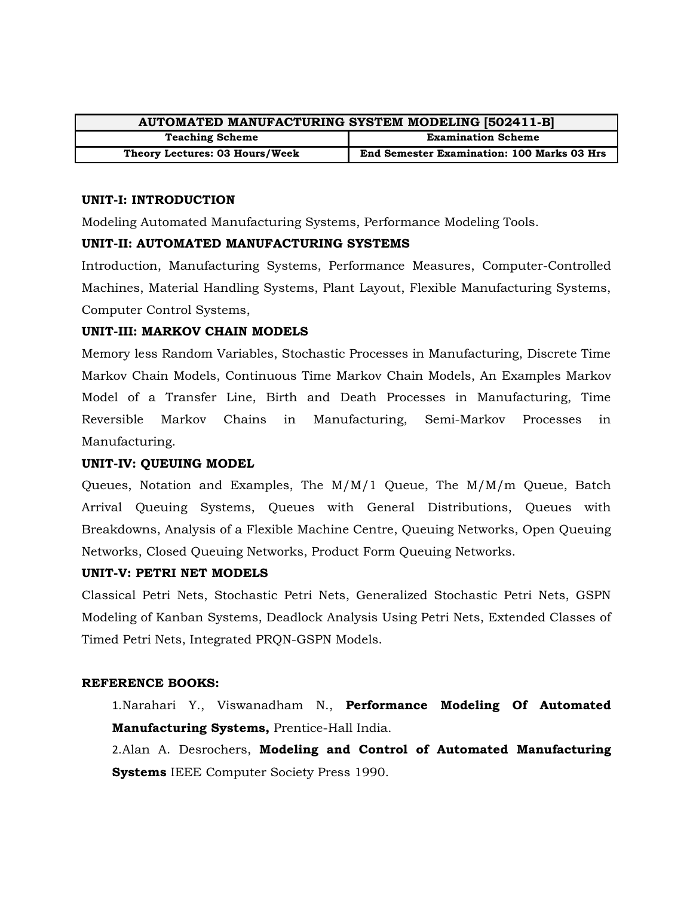| AUTOMATED MANUFACTURING SYSTEM MODELING [502411-B] | |
|---|---|
| **Teaching Scheme** | **Examination Scheme** |
| **Theory Lectures: 03 Hours/Week** | **End Semester Examination: 100 Marks 03 Hrs** |

**UNIT-I: INTRODUCTION**

Modeling Automated Manufacturing Systems, Performance Modeling Tools.

**UNIT-II: AUTOMATED MANUFACTURING SYSTEMS**

Introduction, Manufacturing Systems, Performance Measures, Computer-Controlled Machines, Material Handling Systems, Plant Layout, Flexible Manufacturing Systems, Computer Control Systems,

**UNIT-III: MARKOV CHAIN MODELS**

Memory less Random Variables, Stochastic Processes in Manufacturing, Discrete Time Markov Chain Models, Continuous Time Markov Chain Models, An Examples Markov Model of a Transfer Line, Birth and Death Processes in Manufacturing, Time Reversible Markov Chains in Manufacturing, Semi-Markov Processes in Manufacturing.

**UNIT-IV: QUEUING MODEL**

Queues, Notation and Examples, The M/M/1 Queue, The M/M/m Queue, Batch Arrival Queuing Systems, Queues with General Distributions, Queues with Breakdowns, Analysis of a Flexible Machine Centre, Queuing Networks, Open Queuing Networks, Closed Queuing Networks, Product Form Queuing Networks.

**UNIT-V: PETRI NET MODELS**

Classical Petri Nets, Stochastic Petri Nets, Generalized Stochastic Petri Nets, GSPN Modeling of Kanban Systems, Deadlock Analysis Using Petri Nets, Extended Classes of Timed Petri Nets, Integrated PRQN-GSPN Models.

**REFERENCE BOOKS:**

1. Narahari Y., Viswanadham N., **Performance Modeling Of Automated Manufacturing Systems,** Prentice-Hall India.
2. Alan A. Desrochers, **Modeling and Control of Automated Manufacturing Systems** IEEE Computer Society Press 1990.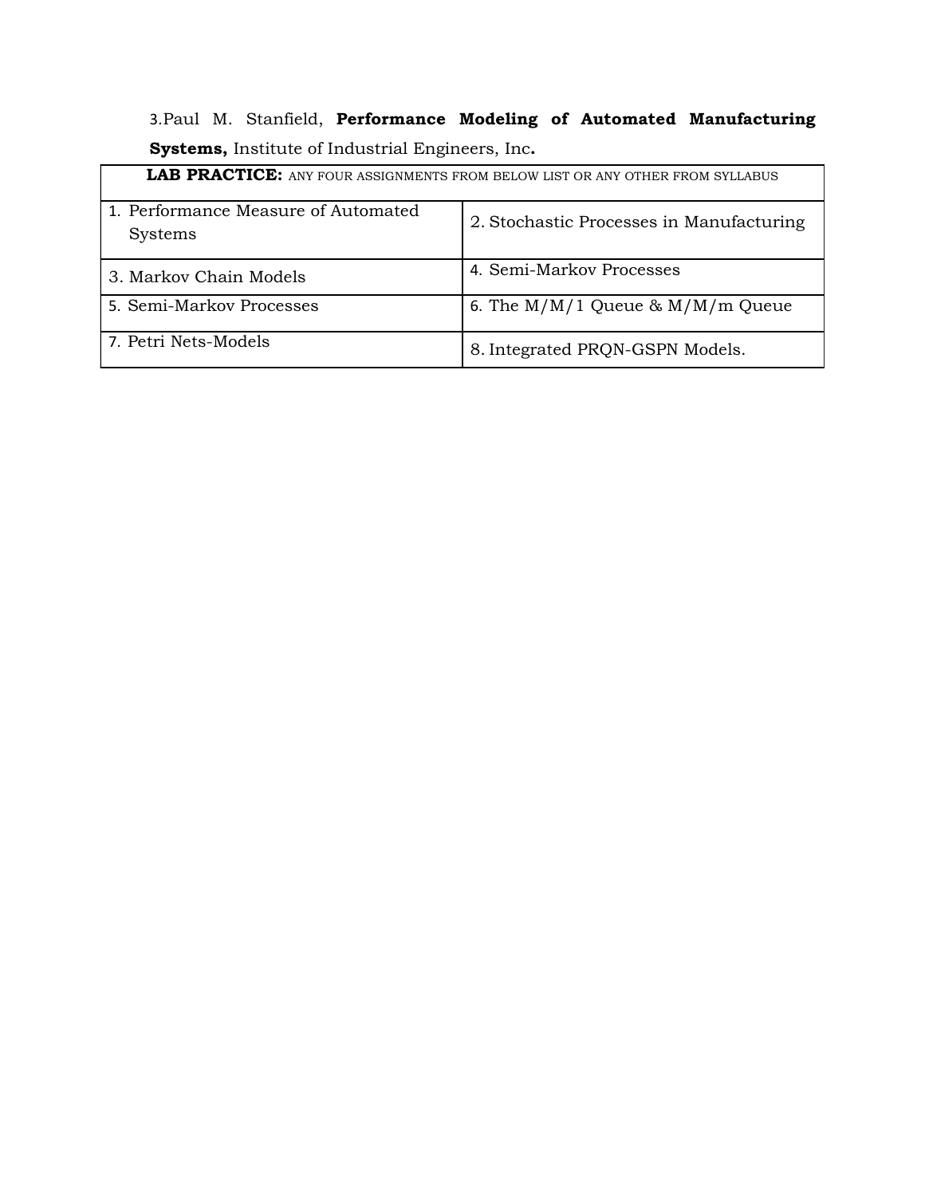3.Paul M. Stanfield, **Performance Modeling of Automated Manufacturing Systems,** Institute of Industrial Engineers, Inc**.**

| **LAB PRACTICE:** ANY FOUR ASSIGNMENTS FROM BELOW LIST OR ANY OTHER FROM SYLLABUS | |
|---|---|
| 1. Performance Measure of Automated Systems | 2. Stochastic Processes in Manufacturing |
| 3. Markov Chain Models | 4. Semi-Markov Processes |
| 5. Semi-Markov Processes | 6. The M/M/1 Queue & M/M/m Queue |
| 7. Petri Nets-Models | 8. Integrated PRQN-GSPN Models. |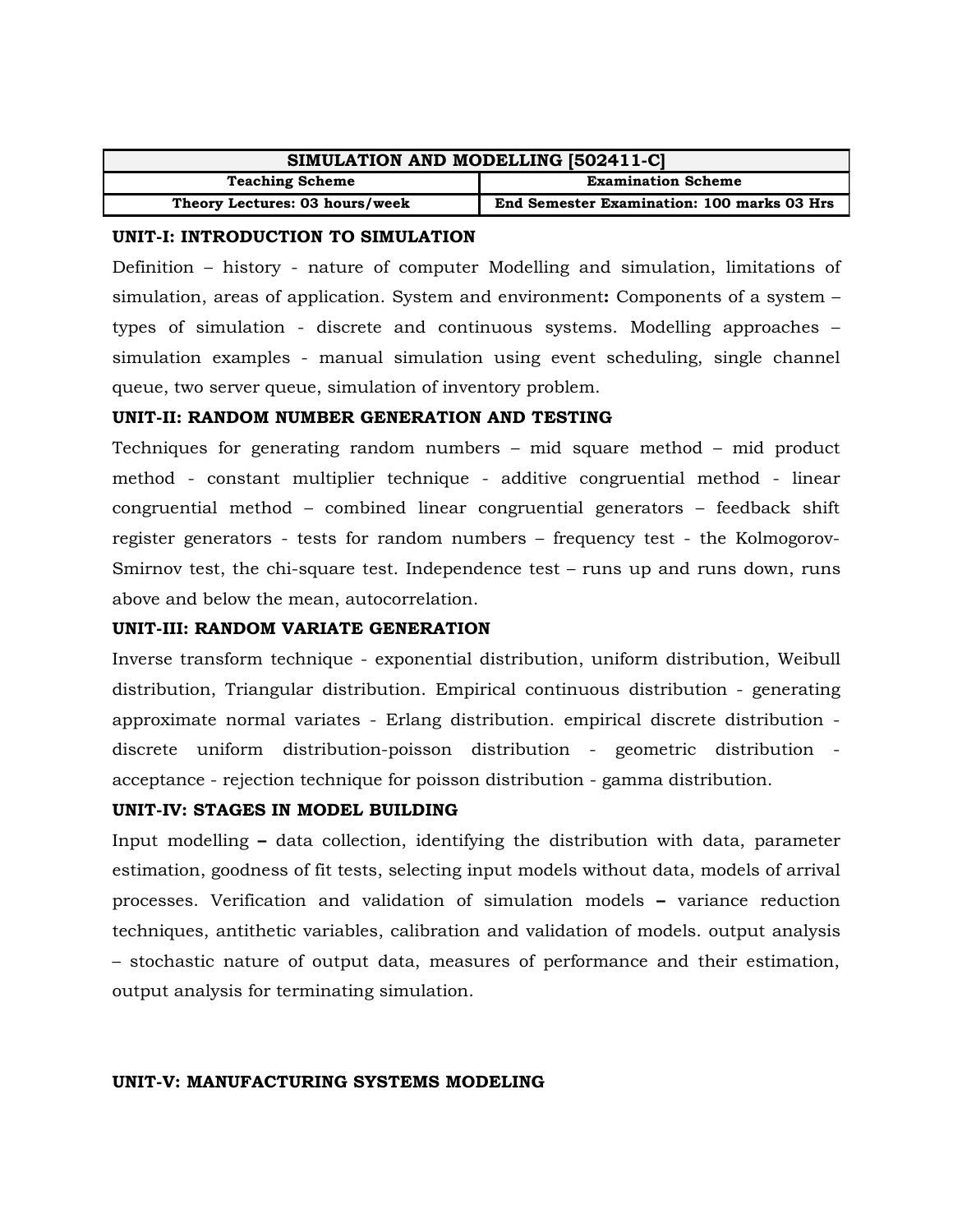| SIMULATION AND MODELLING [502411-C] | |
|---|---|
| **Teaching Scheme** | **Examination Scheme** |
| **Theory Lectures: 03 hours/week** | **End Semester Examination: 100 marks 03 Hrs** |

**UNIT-I: INTRODUCTION TO SIMULATION**

Definition – history - nature of computer Modelling and simulation, limitations of simulation, areas of application. System and environment**:** Components of a system – types of simulation - discrete and continuous systems. Modelling approaches – simulation examples - manual simulation using event scheduling, single channel queue, two server queue, simulation of inventory problem.

**UNIT-II: RANDOM NUMBER GENERATION AND TESTING**

Techniques for generating random numbers – mid square method – mid product method - constant multiplier technique - additive congruential method - linear congruential method – combined linear congruential generators – feedback shift register generators - tests for random numbers – frequency test - the Kolmogorov-Smirnov test, the chi-square test. Independence test – runs up and runs down, runs above and below the mean, autocorrelation.

**UNIT-III: RANDOM VARIATE GENERATION**

Inverse transform technique - exponential distribution, uniform distribution, Weibull distribution, Triangular distribution. Empirical continuous distribution - generating approximate normal variates - Erlang distribution. empirical discrete distribution - discrete uniform distribution-poisson distribution - geometric distribution - acceptance - rejection technique for poisson distribution - gamma distribution.

**UNIT-IV: STAGES IN MODEL BUILDING**

Input modelling **–** data collection, identifying the distribution with data, parameter estimation, goodness of fit tests, selecting input models without data, models of arrival processes. Verification and validation of simulation models **–** variance reduction techniques, antithetic variables, calibration and validation of models. output analysis – stochastic nature of output data, measures of performance and their estimation, output analysis for terminating simulation.

**UNIT-V: MANUFACTURING SYSTEMS MODELING**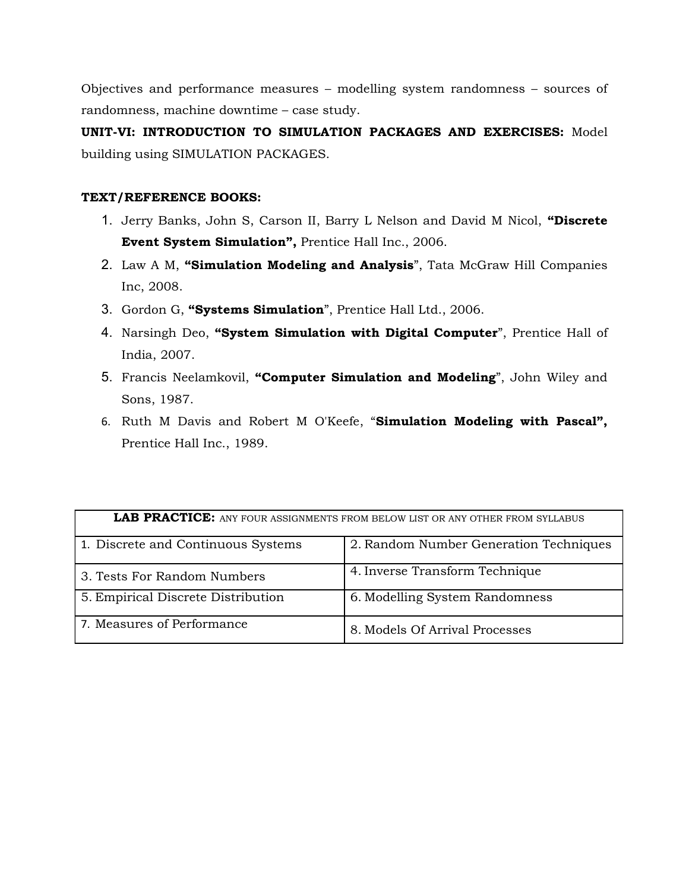Objectives and performance measures – modelling system randomness – sources of randomness, machine downtime – case study.

**UNIT-VI: INTRODUCTION TO SIMULATION PACKAGES AND EXERCISES:** Model building using SIMULATION PACKAGES.

**TEXT/REFERENCE BOOKS:**

1. Jerry Banks, John S, Carson II, Barry L Nelson and David M Nicol, **"Discrete Event System Simulation",** Prentice Hall Inc., 2006.
2. Law A M, **"Simulation Modeling and Analysis"**, Tata McGraw Hill Companies Inc, 2008.
3. Gordon G, **"Systems Simulation"**, Prentice Hall Ltd., 2006.
4. Narsingh Deo, **"System Simulation with Digital Computer"**, Prentice Hall of India, 2007.
5. Francis Neelamkovil, **"Computer Simulation and Modeling"**, John Wiley and Sons, 1987.
6. Ruth M Davis and Robert M O'Keefe, "**Simulation Modeling with Pascal",** Prentice Hall Inc., 1989.

| **LAB PRACTICE:** ANY FOUR ASSIGNMENTS FROM BELOW LIST OR ANY OTHER FROM SYLLABUS | |
|---|---|
| 1. Discrete and Continuous Systems | 2. Random Number Generation Techniques |
| 3. Tests For Random Numbers | 4. Inverse Transform Technique |
| 5. Empirical Discrete Distribution | 6. Modelling System Randomness |
| 7. Measures of Performance | 8. Models Of Arrival Processes |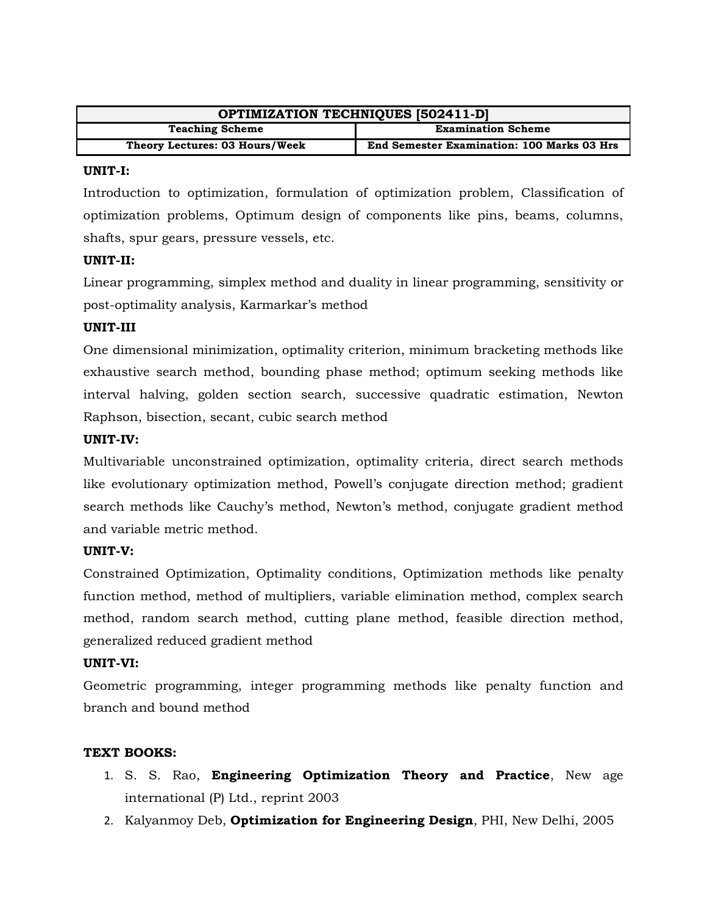| OPTIMIZATION TECHNIQUES [502411-D] | |
|---|---|
| **Teaching Scheme** | **Examination Scheme** |
| **Theory Lectures: 03 Hours/Week** | **End Semester Examination: 100 Marks 03 Hrs** |

**UNIT-I:**

Introduction to optimization, formulation of optimization problem, Classification of optimization problems, Optimum design of components like pins, beams, columns, shafts, spur gears, pressure vessels, etc.

**UNIT-II:**

Linear programming, simplex method and duality in linear programming, sensitivity or post-optimality analysis, Karmarkar's method

**UNIT-III**

One dimensional minimization, optimality criterion, minimum bracketing methods like exhaustive search method, bounding phase method; optimum seeking methods like interval halving, golden section search, successive quadratic estimation, Newton Raphson, bisection, secant, cubic search method

**UNIT-IV:**

Multivariable unconstrained optimization, optimality criteria, direct search methods like evolutionary optimization method, Powell's conjugate direction method; gradient search methods like Cauchy's method, Newton's method, conjugate gradient method and variable metric method.

**UNIT-V:**

Constrained Optimization, Optimality conditions, Optimization methods like penalty function method, method of multipliers, variable elimination method, complex search method, random search method, cutting plane method, feasible direction method, generalized reduced gradient method

**UNIT-VI:**

Geometric programming, integer programming methods like penalty function and branch and bound method

**TEXT BOOKS:**

1. S. S. Rao, **Engineering Optimization Theory and Practice**, New age international (P) Ltd., reprint 2003
2. Kalyanmoy Deb, **Optimization for Engineering Design**, PHI, New Delhi, 2005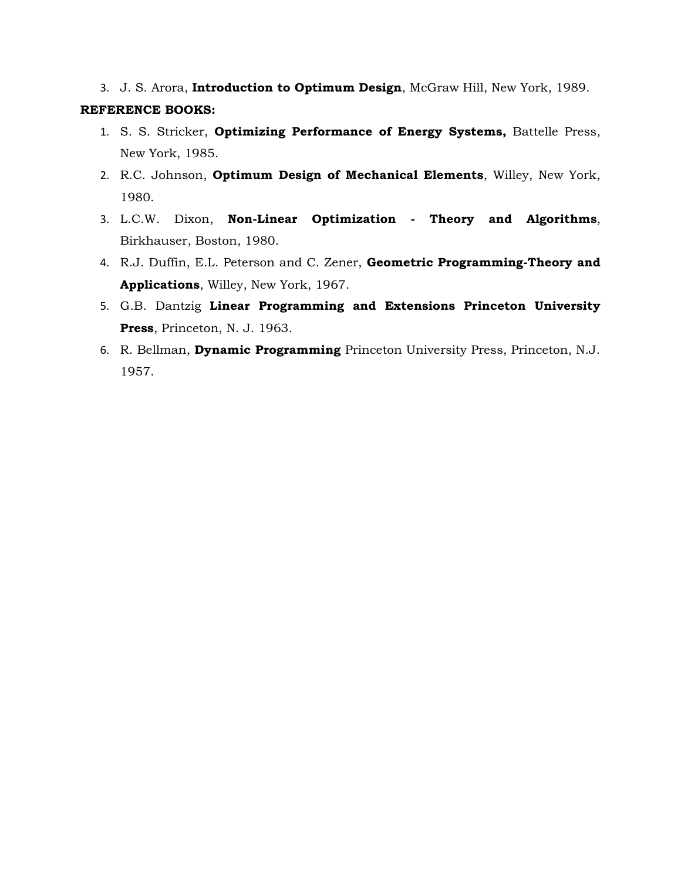3. J. S. Arora, **Introduction to Optimum Design**, McGraw Hill, New York, 1989.

**REFERENCE BOOKS:**

1. S. S. Stricker, **Optimizing Performance of Energy Systems,** Battelle Press, New York, 1985.
2. R.C. Johnson, **Optimum Design of Mechanical Elements**, Willey, New York, 1980.
3. L.C.W. Dixon, **Non-Linear Optimization - Theory and Algorithms**, Birkhauser, Boston, 1980.
4. R.J. Duffin, E.L. Peterson and C. Zener, **Geometric Programming-Theory and Applications**, Willey, New York, 1967.
5. G.B. Dantzig **Linear Programming and Extensions Princeton University Press**, Princeton, N. J. 1963.
6. R. Bellman, **Dynamic Programming** Princeton University Press, Princeton, N.J. 1957.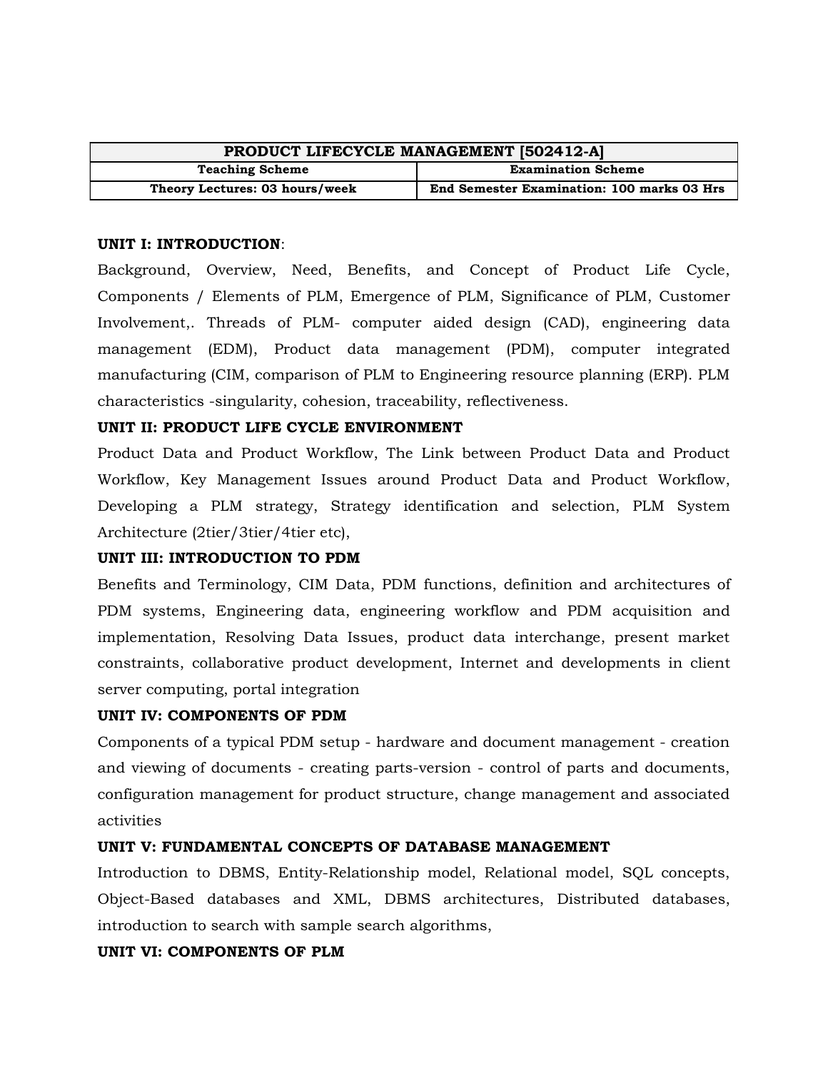| PRODUCT LIFECYCLE MANAGEMENT [502412-A] | |
|---|---|
| **Teaching Scheme** | **Examination Scheme** |
| **Theory Lectures: 03 hours/week** | **End Semester Examination: 100 marks 03 Hrs** |

**UNIT I: INTRODUCTION**:

Background, Overview, Need, Benefits, and Concept of Product Life Cycle, Components / Elements of PLM, Emergence of PLM, Significance of PLM, Customer Involvement,. Threads of PLM- computer aided design (CAD), engineering data management (EDM), Product data management (PDM), computer integrated manufacturing (CIM, comparison of PLM to Engineering resource planning (ERP). PLM characteristics -singularity, cohesion, traceability, reflectiveness.

**UNIT II: PRODUCT LIFE CYCLE ENVIRONMENT**

Product Data and Product Workflow, The Link between Product Data and Product Workflow, Key Management Issues around Product Data and Product Workflow, Developing a PLM strategy, Strategy identification and selection, PLM System Architecture (2tier/3tier/4tier etc),

**UNIT III: INTRODUCTION TO PDM**

Benefits and Terminology, CIM Data, PDM functions, definition and architectures of PDM systems, Engineering data, engineering workflow and PDM acquisition and implementation, Resolving Data Issues, product data interchange, present market constraints, collaborative product development, Internet and developments in client server computing, portal integration

**UNIT IV: COMPONENTS OF PDM**

Components of a typical PDM setup - hardware and document management - creation and viewing of documents - creating parts-version - control of parts and documents, configuration management for product structure, change management and associated activities

**UNIT V: FUNDAMENTAL CONCEPTS OF DATABASE MANAGEMENT**

Introduction to DBMS, Entity-Relationship model, Relational model, SQL concepts, Object-Based databases and XML, DBMS architectures, Distributed databases, introduction to search with sample search algorithms,

**UNIT VI: COMPONENTS OF PLM**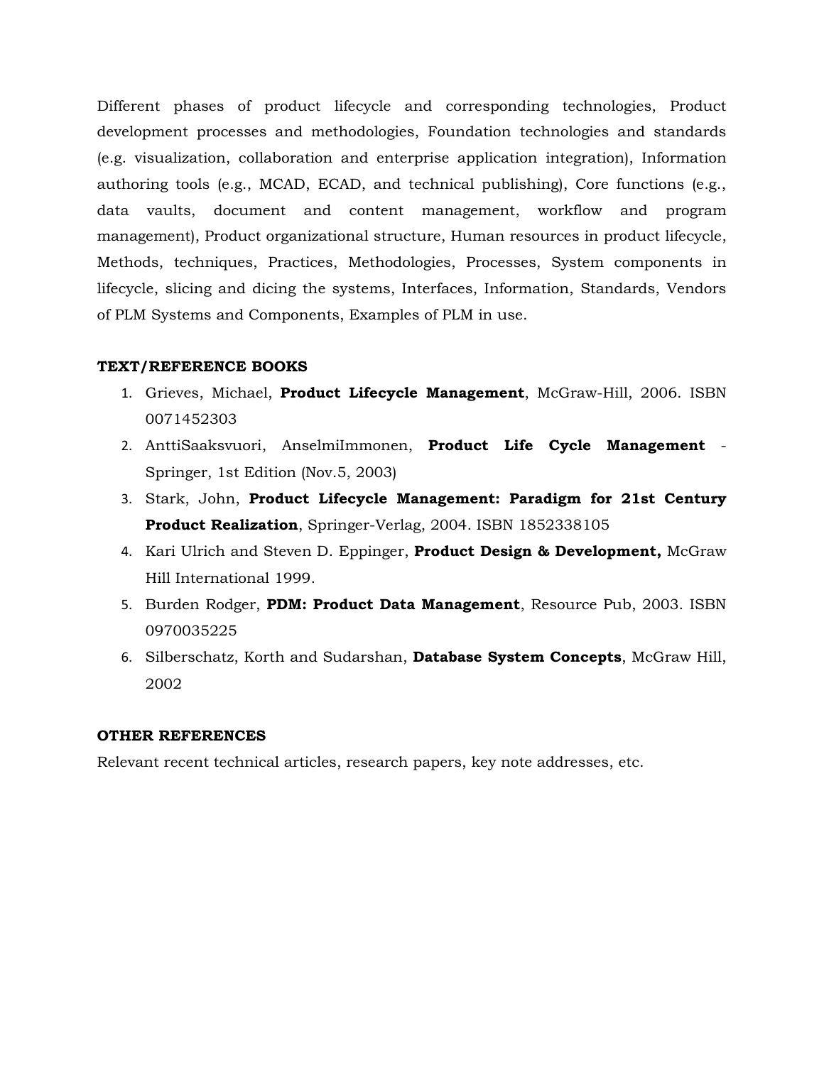Different phases of product lifecycle and corresponding technologies, Product development processes and methodologies, Foundation technologies and standards (e.g. visualization, collaboration and enterprise application integration), Information authoring tools (e.g., MCAD, ECAD, and technical publishing), Core functions (e.g., data vaults, document and content management, workflow and program management), Product organizational structure, Human resources in product lifecycle, Methods, techniques, Practices, Methodologies, Processes, System components in lifecycle, slicing and dicing the systems, Interfaces, Information, Standards, Vendors of PLM Systems and Components, Examples of PLM in use.

**TEXT/REFERENCE BOOKS**

1. Grieves, Michael, **Product Lifecycle Management**, McGraw-Hill, 2006. ISBN 0071452303
2. AnttiSaaksvuori, AnselmiImmonen, **Product Life Cycle Management** - Springer, 1st Edition (Nov.5, 2003)
3. Stark, John, **Product Lifecycle Management: Paradigm for 21st Century Product Realization**, Springer-Verlag, 2004. ISBN 1852338105
4. Kari Ulrich and Steven D. Eppinger, **Product Design & Development,** McGraw Hill International 1999.
5. Burden Rodger, **PDM: Product Data Management**, Resource Pub, 2003. ISBN 0970035225
6. Silberschatz, Korth and Sudarshan, **Database System Concepts**, McGraw Hill, 2002

**OTHER REFERENCES**

Relevant recent technical articles, research papers, key note addresses, etc.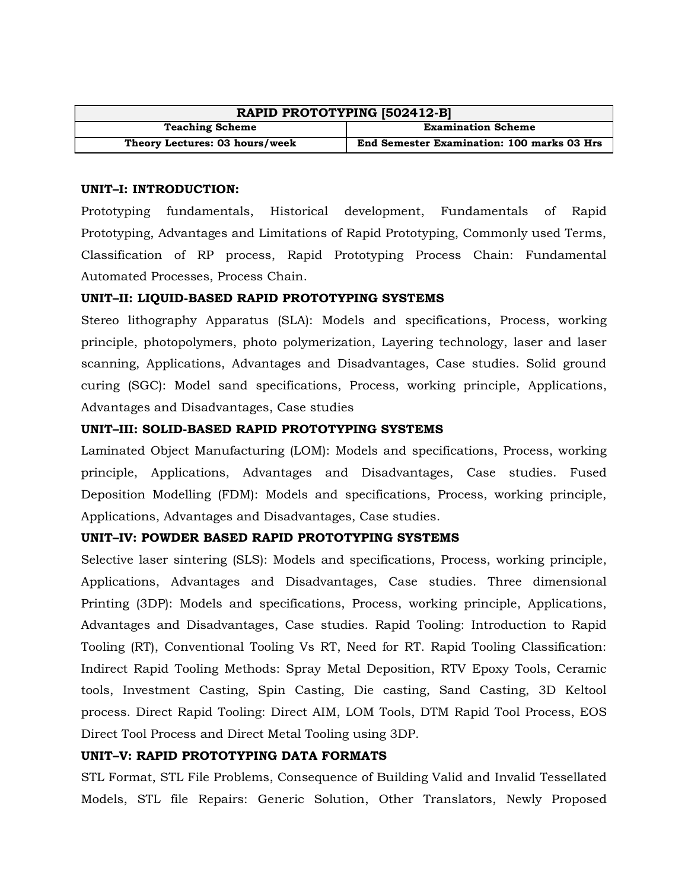| RAPID PROTOTYPING [502412-B] | |
|---|---|
| **Teaching Scheme** | **Examination Scheme** |
| **Theory Lectures: 03 hours/week** | **End Semester Examination: 100 marks 03 Hrs** |

**UNIT–I: INTRODUCTION:**

Prototyping fundamentals, Historical development, Fundamentals of Rapid Prototyping, Advantages and Limitations of Rapid Prototyping, Commonly used Terms, Classification of RP process, Rapid Prototyping Process Chain: Fundamental Automated Processes, Process Chain.

**UNIT–II: LIQUID-BASED RAPID PROTOTYPING SYSTEMS**

Stereo lithography Apparatus (SLA): Models and specifications, Process, working principle, photopolymers, photo polymerization, Layering technology, laser and laser scanning, Applications, Advantages and Disadvantages, Case studies. Solid ground curing (SGC): Model sand specifications, Process, working principle, Applications, Advantages and Disadvantages, Case studies

**UNIT–III: SOLID-BASED RAPID PROTOTYPING SYSTEMS**

Laminated Object Manufacturing (LOM): Models and specifications, Process, working principle, Applications, Advantages and Disadvantages, Case studies. Fused Deposition Modelling (FDM): Models and specifications, Process, working principle, Applications, Advantages and Disadvantages, Case studies.

**UNIT–IV: POWDER BASED RAPID PROTOTYPING SYSTEMS**

Selective laser sintering (SLS): Models and specifications, Process, working principle, Applications, Advantages and Disadvantages, Case studies. Three dimensional Printing (3DP): Models and specifications, Process, working principle, Applications, Advantages and Disadvantages, Case studies. Rapid Tooling: Introduction to Rapid Tooling (RT), Conventional Tooling Vs RT, Need for RT. Rapid Tooling Classification: Indirect Rapid Tooling Methods: Spray Metal Deposition, RTV Epoxy Tools, Ceramic tools, Investment Casting, Spin Casting, Die casting, Sand Casting, 3D Keltool process. Direct Rapid Tooling: Direct AIM, LOM Tools, DTM Rapid Tool Process, EOS Direct Tool Process and Direct Metal Tooling using 3DP.

**UNIT–V: RAPID PROTOTYPING DATA FORMATS**

STL Format, STL File Problems, Consequence of Building Valid and Invalid Tessellated Models, STL file Repairs: Generic Solution, Other Translators, Newly Proposed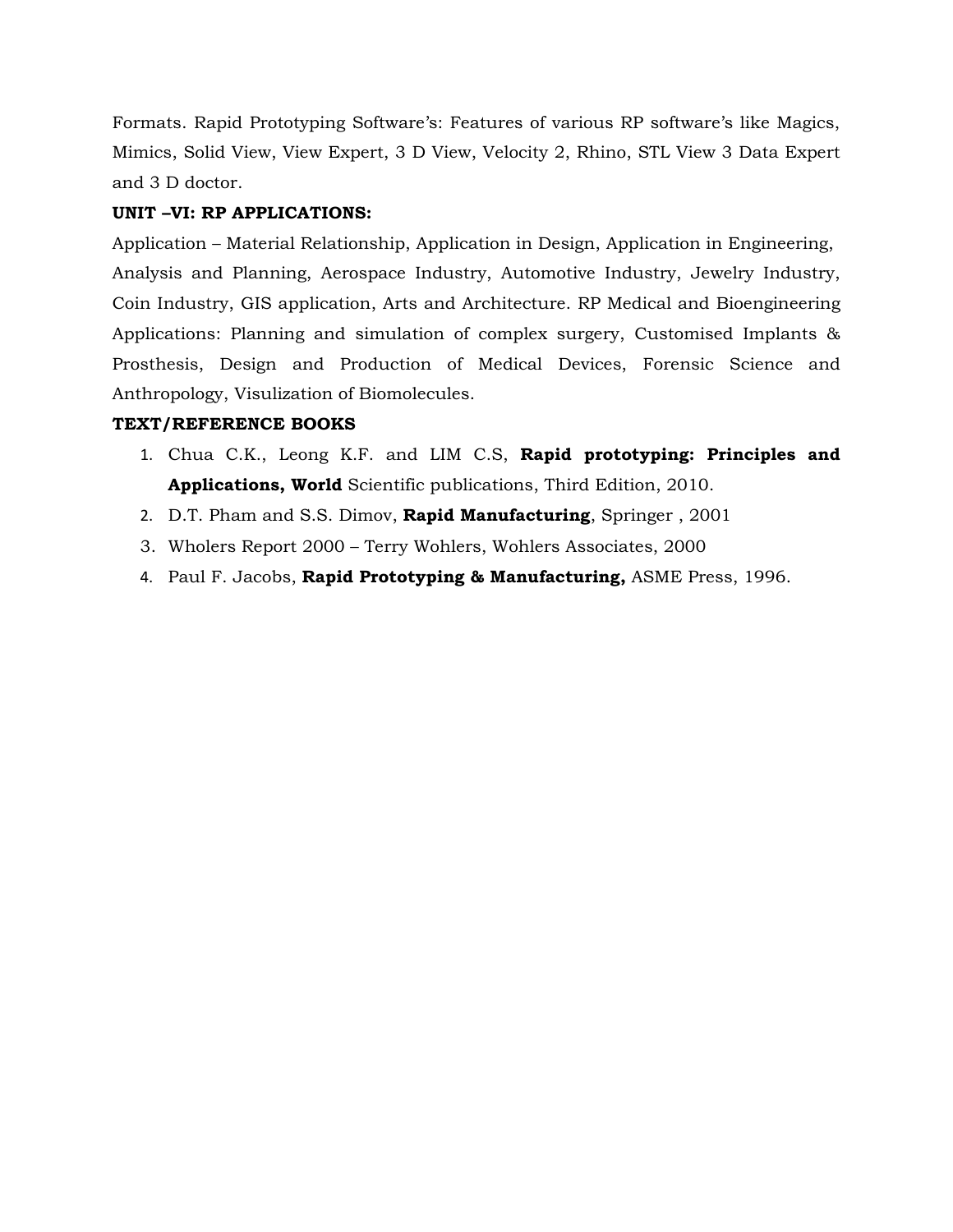Formats. Rapid Prototyping Software's: Features of various RP software's like Magics, Mimics, Solid View, View Expert, 3 D View, Velocity 2, Rhino, STL View 3 Data Expert and 3 D doctor.

**UNIT –VI: RP APPLICATIONS:**

Application – Material Relationship, Application in Design, Application in Engineering, Analysis and Planning, Aerospace Industry, Automotive Industry, Jewelry Industry, Coin Industry, GIS application, Arts and Architecture. RP Medical and Bioengineering Applications: Planning and simulation of complex surgery, Customised Implants & Prosthesis, Design and Production of Medical Devices, Forensic Science and Anthropology, Visulization of Biomolecules.

**TEXT/REFERENCE BOOKS**

1. Chua C.K., Leong K.F. and LIM C.S, **Rapid prototyping: Principles and Applications, World** Scientific publications, Third Edition, 2010.
2. D.T. Pham and S.S. Dimov, **Rapid Manufacturing**, Springer , 2001
3. Wholers Report 2000 – Terry Wohlers, Wohlers Associates, 2000
4. Paul F. Jacobs, **Rapid Prototyping & Manufacturing,** ASME Press, 1996.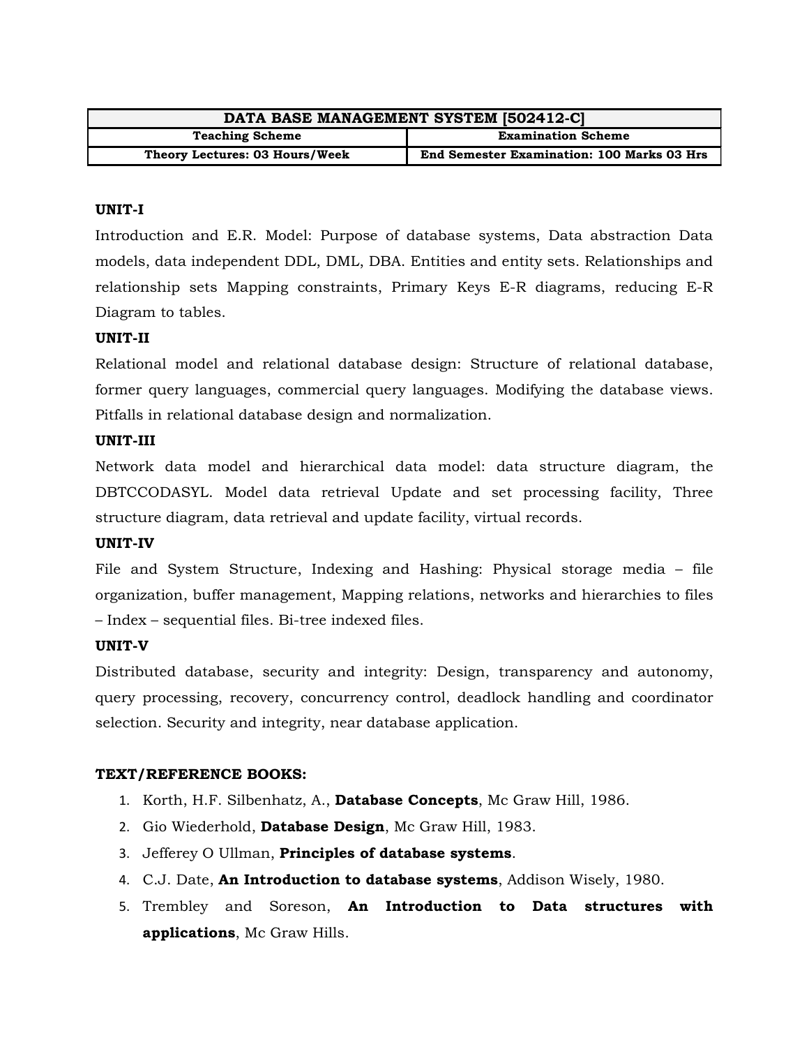| DATA BASE MANAGEMENT SYSTEM [502412-C] | |
|---|---|
| **Teaching Scheme** | **Examination Scheme** |
| **Theory Lectures: 03 Hours/Week** | **End Semester Examination: 100 Marks 03 Hrs** |

**UNIT-I**

Introduction and E.R. Model: Purpose of database systems, Data abstraction Data models, data independent DDL, DML, DBA. Entities and entity sets. Relationships and relationship sets Mapping constraints, Primary Keys E-R diagrams, reducing E-R Diagram to tables.

**UNIT-II**

Relational model and relational database design: Structure of relational database, former query languages, commercial query languages. Modifying the database views. Pitfalls in relational database design and normalization.

**UNIT-III**

Network data model and hierarchical data model: data structure diagram, the DBTCCODASYL. Model data retrieval Update and set processing facility, Three structure diagram, data retrieval and update facility, virtual records.

**UNIT-IV**

File and System Structure, Indexing and Hashing: Physical storage media – file organization, buffer management, Mapping relations, networks and hierarchies to files – Index – sequential files. Bi-tree indexed files.

**UNIT-V**

Distributed database, security and integrity: Design, transparency and autonomy, query processing, recovery, concurrency control, deadlock handling and coordinator selection. Security and integrity, near database application.

**TEXT/REFERENCE BOOKS:**

1. Korth, H.F. Silbenhatz, A., **Database Concepts**, Mc Graw Hill, 1986.
2. Gio Wiederhold, **Database Design**, Mc Graw Hill, 1983.
3. Jefferey O Ullman, **Principles of database systems**.
4. C.J. Date, **An Introduction to database systems**, Addison Wisely, 1980.
5. Trembley and Soreson, **An Introduction to Data structures with applications**, Mc Graw Hills.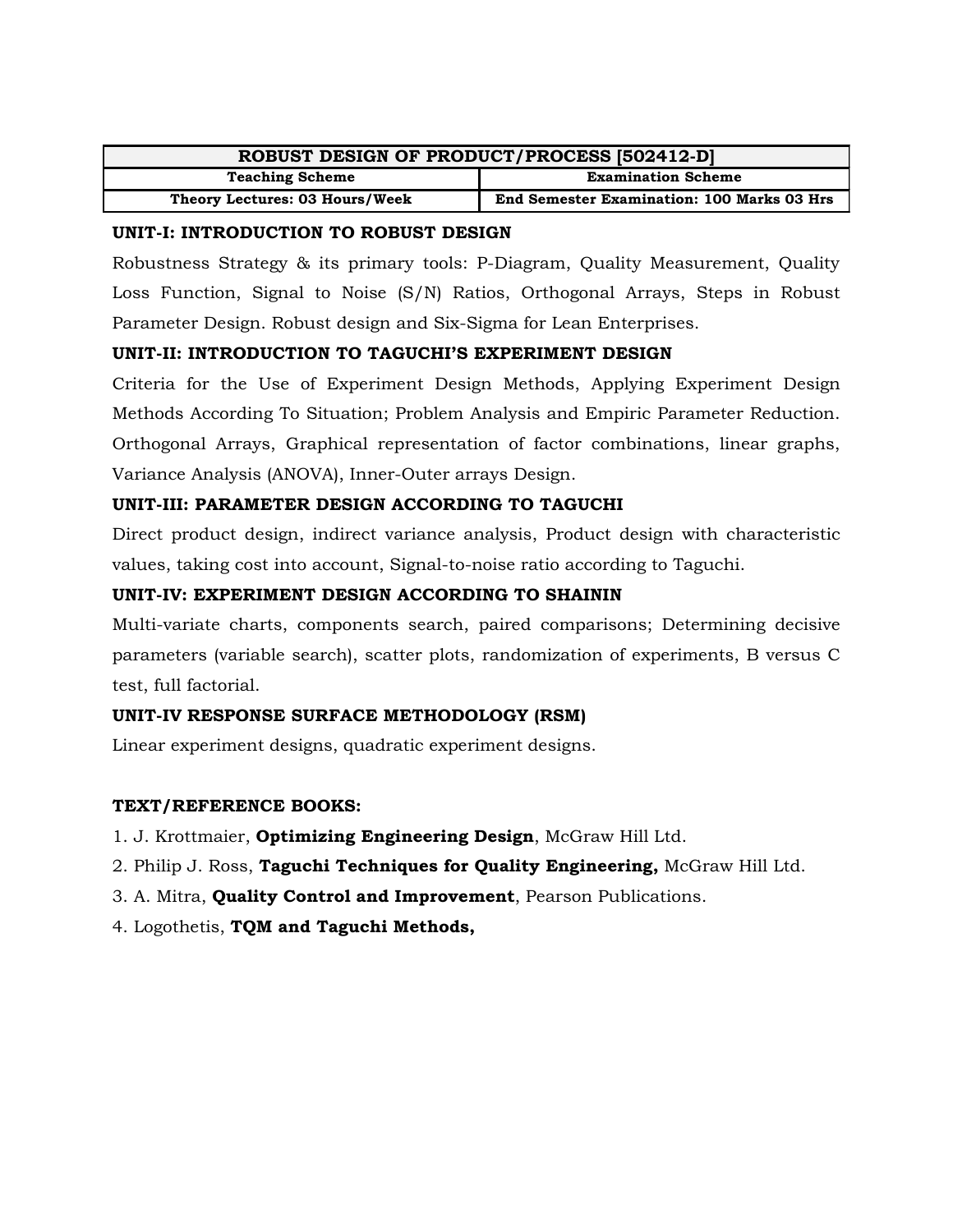| ROBUST DESIGN OF PRODUCT/PROCESS [502412-D] | |
|---|---|
| **Teaching Scheme** | **Examination Scheme** |
| **Theory Lectures: 03 Hours/Week** | **End Semester Examination: 100 Marks 03 Hrs** |

**UNIT-I: INTRODUCTION TO ROBUST DESIGN**

Robustness Strategy & its primary tools: P-Diagram, Quality Measurement, Quality Loss Function, Signal to Noise (S/N) Ratios, Orthogonal Arrays, Steps in Robust Parameter Design. Robust design and Six-Sigma for Lean Enterprises.

**UNIT-II: INTRODUCTION TO TAGUCHI'S EXPERIMENT DESIGN**

Criteria for the Use of Experiment Design Methods, Applying Experiment Design Methods According To Situation; Problem Analysis and Empiric Parameter Reduction. Orthogonal Arrays, Graphical representation of factor combinations, linear graphs, Variance Analysis (ANOVA), Inner-Outer arrays Design.

**UNIT-III: PARAMETER DESIGN ACCORDING TO TAGUCHI**

Direct product design, indirect variance analysis, Product design with characteristic values, taking cost into account, Signal-to-noise ratio according to Taguchi.

**UNIT-IV: EXPERIMENT DESIGN ACCORDING TO SHAININ**

Multi-variate charts, components search, paired comparisons; Determining decisive parameters (variable search), scatter plots, randomization of experiments, B versus C test, full factorial.

**UNIT-IV RESPONSE SURFACE METHODOLOGY (RSM)**

Linear experiment designs, quadratic experiment designs.

**TEXT/REFERENCE BOOKS:**

1. J. Krottmaier, **Optimizing Engineering Design**, McGraw Hill Ltd.
2. Philip J. Ross, **Taguchi Techniques for Quality Engineering,** McGraw Hill Ltd.
3. A. Mitra, **Quality Control and Improvement**, Pearson Publications.
4. Logothetis, **TQM and Taguchi Methods,**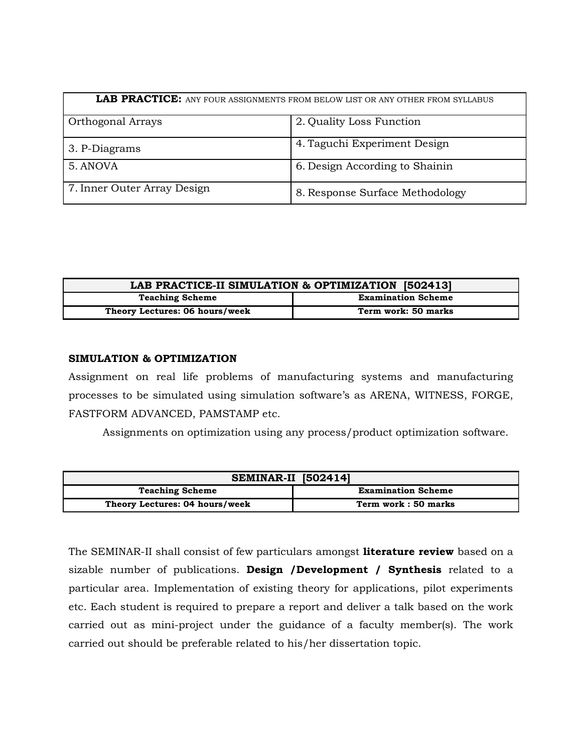| **LAB PRACTICE:** ANY FOUR ASSIGNMENTS FROM BELOW LIST OR ANY OTHER FROM SYLLABUS | |
|---|---|
| Orthogonal Arrays | 2. Quality Loss Function |
| 3. P-Diagrams | 4. Taguchi Experiment Design |
| 5. ANOVA | 6. Design According to Shainin |
| 7. Inner Outer Array Design | 8. Response Surface Methodology |

| **LAB PRACTICE-II SIMULATION & OPTIMIZATION [502413]** | |
|---|---|
| **Teaching Scheme** | **Examination Scheme** |
| **Theory Lectures: 06 hours/week** | **Term work: 50 marks** |

**SIMULATION & OPTIMIZATION**

Assignment on real life problems of manufacturing systems and manufacturing processes to be simulated using simulation software's as ARENA, WITNESS, FORGE, FASTFORM ADVANCED, PAMSTAMP etc.

Assignments on optimization using any process/product optimization software.

| **SEMINAR-II [502414]** | |
|---|---|
| **Teaching Scheme** | **Examination Scheme** |
| **Theory Lectures: 04 hours/week** | **Term work : 50 marks** |

The SEMINAR-II shall consist of few particulars amongst **literature review** based on a sizable number of publications. **Design /Development / Synthesis** related to a particular area. Implementation of existing theory for applications, pilot experiments etc. Each student is required to prepare a report and deliver a talk based on the work carried out as mini-project under the guidance of a faculty member(s). The work carried out should be preferable related to his/her dissertation topic.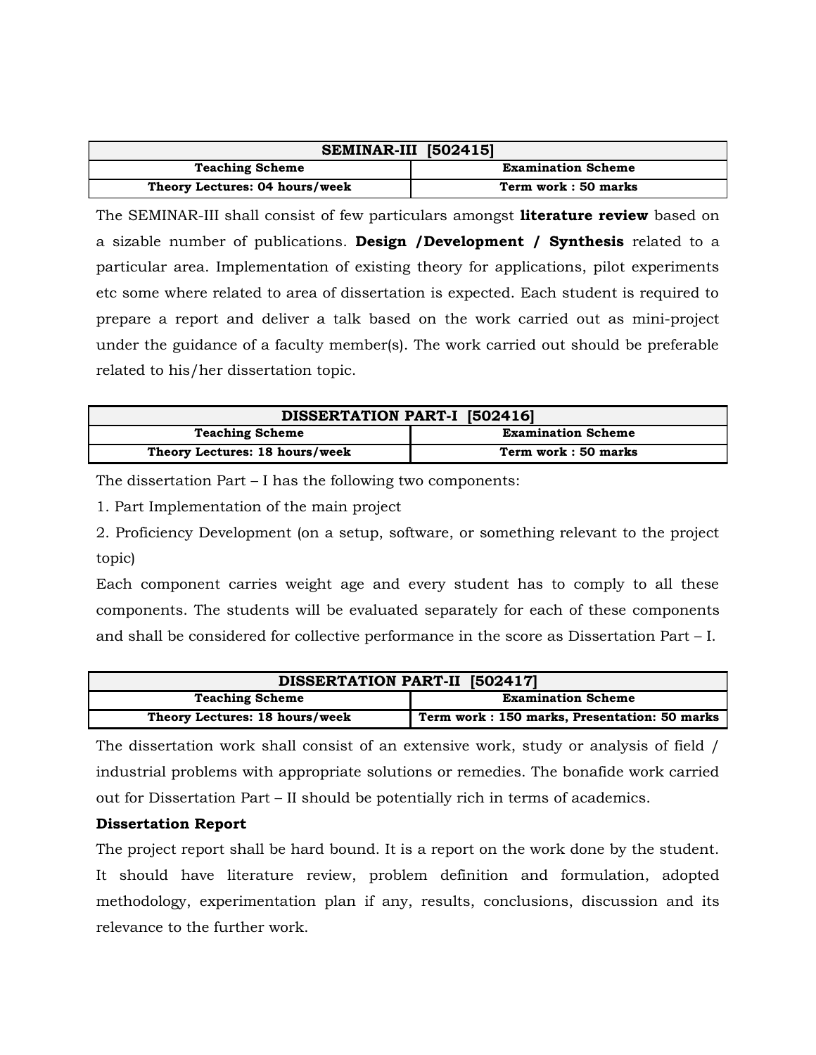| SEMINAR-III [502415] | |
|---|---|
| **Teaching Scheme** | **Examination Scheme** |
| **Theory Lectures: 04 hours/week** | **Term work : 50 marks** |

The SEMINAR-III shall consist of few particulars amongst **literature review** based on a sizable number of publications. **Design /Development / Synthesis** related to a particular area. Implementation of existing theory for applications, pilot experiments etc some where related to area of dissertation is expected. Each student is required to prepare a report and deliver a talk based on the work carried out as mini-project under the guidance of a faculty member(s). The work carried out should be preferable related to his/her dissertation topic.

| DISSERTATION PART-I [502416] | |
|---|---|
| **Teaching Scheme** | **Examination Scheme** |
| **Theory Lectures: 18 hours/week** | **Term work : 50 marks** |

The dissertation Part – I has the following two components:

1. Part Implementation of the main project
2. Proficiency Development (on a setup, software, or something relevant to the project topic)

Each component carries weight age and every student has to comply to all these components. The students will be evaluated separately for each of these components and shall be considered for collective performance in the score as Dissertation Part – I.

| DISSERTATION PART-II [502417] | |
|---|---|
| **Teaching Scheme** | **Examination Scheme** |
| **Theory Lectures: 18 hours/week** | **Term work : 150 marks, Presentation: 50 marks** |

The dissertation work shall consist of an extensive work, study or analysis of field / industrial problems with appropriate solutions or remedies. The bonafide work carried out for Dissertation Part – II should be potentially rich in terms of academics.

**Dissertation Report**

The project report shall be hard bound. It is a report on the work done by the student. It should have literature review, problem definition and formulation, adopted methodology, experimentation plan if any, results, conclusions, discussion and its relevance to the further work.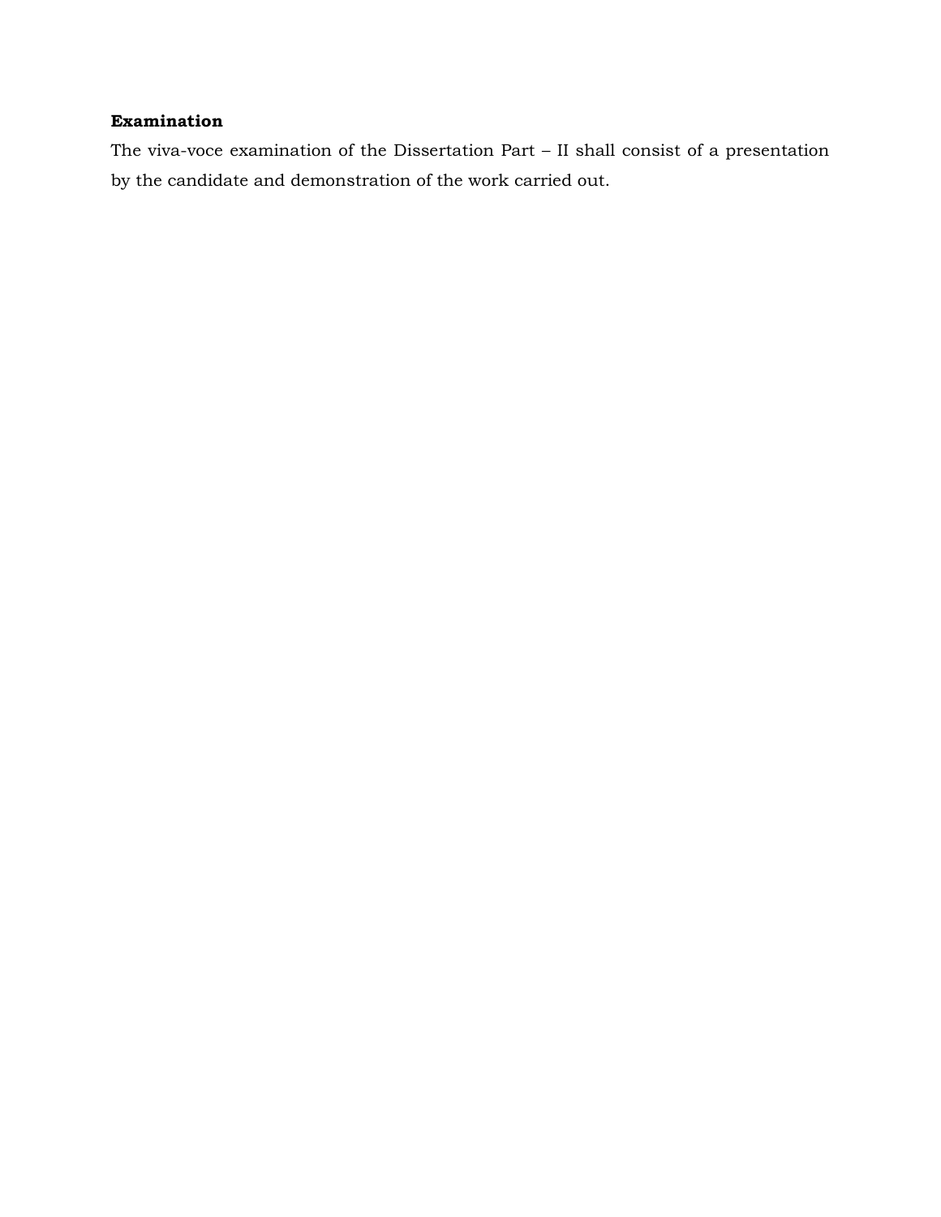**Examination**

The viva-voce examination of the Dissertation Part – II shall consist of a presentation by the candidate and demonstration of the work carried out.